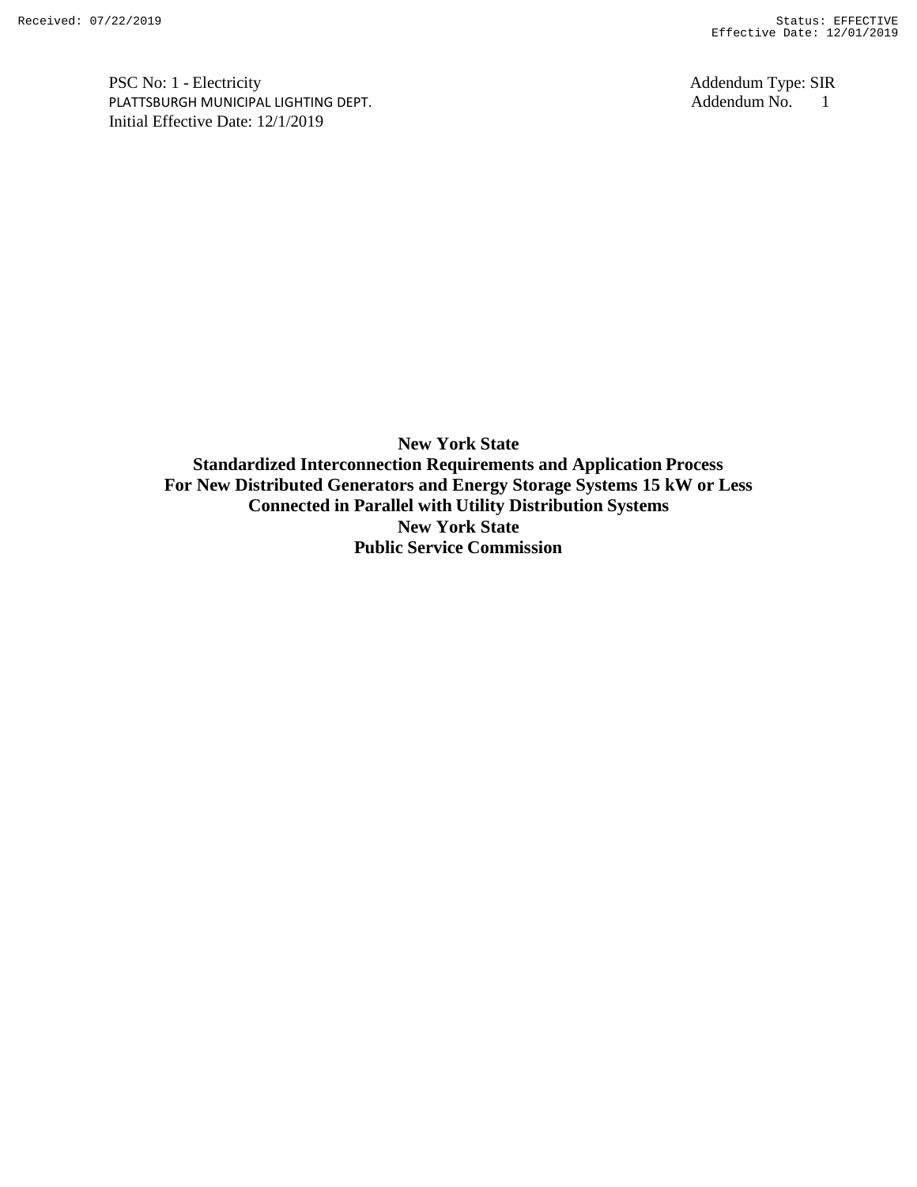PSC No: 1 - Electricity
PLATTSBURGH MUNICIPAL LIGHTING DEPT.
Initial Effective Date: 12/1/2019

Addendum Type: SIR
Addendum No. 1

**New York State**
**Standardized Interconnection Requirements and Application Process**
**For New Distributed Generators and Energy Storage Systems 15 kW or Less**
**Connected in Parallel with Utility Distribution Systems**
**New York State**
**Public Service Commission**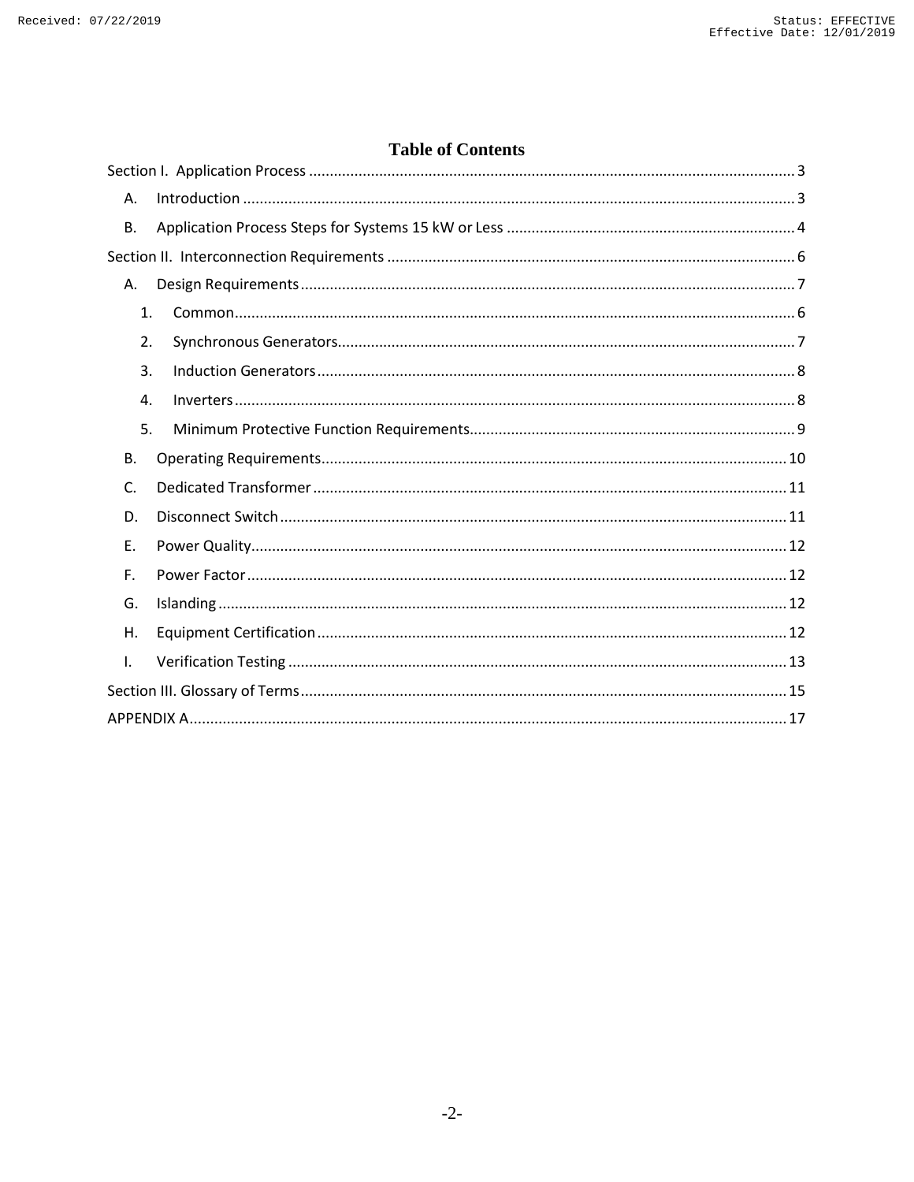# Table of Contents

Section I. Application Process ..... 3

- A. Introduction ..... 3
- B. Application Process Steps for Systems 15 kW or Less ..... 4

Section II. Interconnection Requirements ..... 6

- A. Design Requirements ..... 7
  1. Common ..... 6
  2. Synchronous Generators ..... 7
  3. Induction Generators ..... 8
  4. Inverters ..... 8
  5. Minimum Protective Function Requirements ..... 9
- B. Operating Requirements ..... 10
- C. Dedicated Transformer ..... 11
- D. Disconnect Switch ..... 11
- E. Power Quality ..... 12
- F. Power Factor ..... 12
- G. Islanding ..... 12
- H. Equipment Certification ..... 12
- I. Verification Testing ..... 13

Section III. Glossary of Terms ..... 15

APPENDIX A ..... 17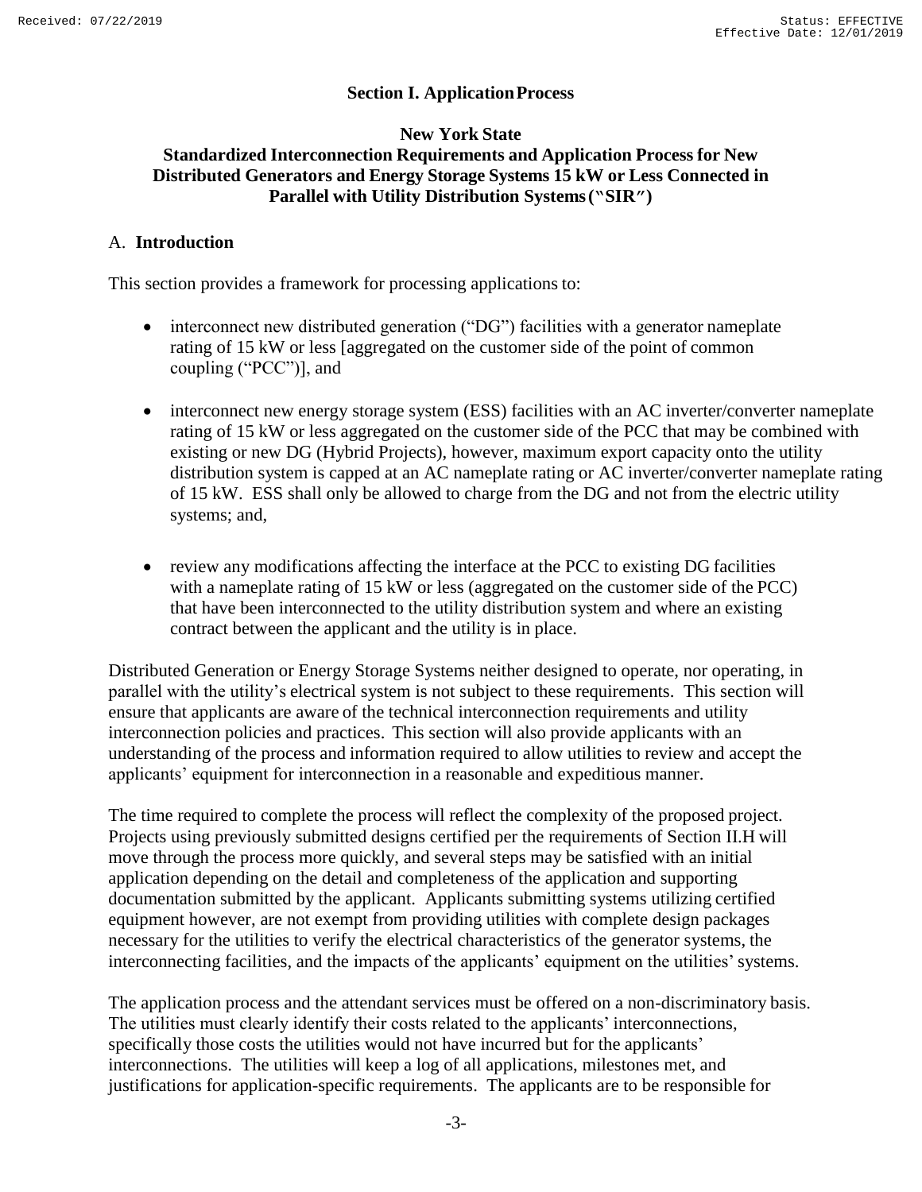## Section I. Application Process

### New York State
### Standardized Interconnection Requirements and Application Process for New Distributed Generators and Energy Storage Systems 15 kW or Less Connected in Parallel with Utility Distribution Systems ("SIR")

### A. Introduction

This section provides a framework for processing applications to:

- interconnect new distributed generation ("DG") facilities with a generator nameplate rating of 15 kW or less [aggregated on the customer side of the point of common coupling ("PCC")], and

- interconnect new energy storage system (ESS) facilities with an AC inverter/converter nameplate rating of 15 kW or less aggregated on the customer side of the PCC that may be combined with existing or new DG (Hybrid Projects), however, maximum export capacity onto the utility distribution system is capped at an AC nameplate rating or AC inverter/converter nameplate rating of 15 kW. ESS shall only be allowed to charge from the DG and not from the electric utility systems; and,

- review any modifications affecting the interface at the PCC to existing DG facilities with a nameplate rating of 15 kW or less (aggregated on the customer side of the PCC) that have been interconnected to the utility distribution system and where an existing contract between the applicant and the utility is in place.

Distributed Generation or Energy Storage Systems neither designed to operate, nor operating, in parallel with the utility's electrical system is not subject to these requirements. This section will ensure that applicants are aware of the technical interconnection requirements and utility interconnection policies and practices. This section will also provide applicants with an understanding of the process and information required to allow utilities to review and accept the applicants' equipment for interconnection in a reasonable and expeditious manner.

The time required to complete the process will reflect the complexity of the proposed project. Projects using previously submitted designs certified per the requirements of Section II.H will move through the process more quickly, and several steps may be satisfied with an initial application depending on the detail and completeness of the application and supporting documentation submitted by the applicant. Applicants submitting systems utilizing certified equipment however, are not exempt from providing utilities with complete design packages necessary for the utilities to verify the electrical characteristics of the generator systems, the interconnecting facilities, and the impacts of the applicants' equipment on the utilities' systems.

The application process and the attendant services must be offered on a non-discriminatory basis. The utilities must clearly identify their costs related to the applicants' interconnections, specifically those costs the utilities would not have incurred but for the applicants' interconnections. The utilities will keep a log of all applications, milestones met, and justifications for application-specific requirements. The applicants are to be responsible for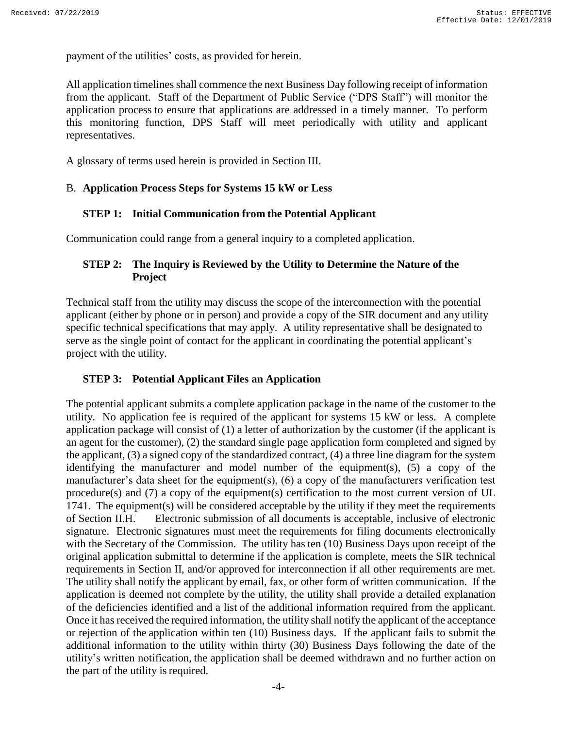payment of the utilities' costs, as provided for herein.

All application timelines shall commence the next Business Day following receipt of information from the applicant. Staff of the Department of Public Service ("DPS Staff") will monitor the application process to ensure that applications are addressed in a timely manner. To perform this monitoring function, DPS Staff will meet periodically with utility and applicant representatives.

A glossary of terms used herein is provided in Section III.

## B. **Application Process Steps for Systems 15 kW or Less**

### STEP 1: Initial Communication from the Potential Applicant

Communication could range from a general inquiry to a completed application.

### STEP 2: The Inquiry is Reviewed by the Utility to Determine the Nature of the Project

Technical staff from the utility may discuss the scope of the interconnection with the potential applicant (either by phone or in person) and provide a copy of the SIR document and any utility specific technical specifications that may apply. A utility representative shall be designated to serve as the single point of contact for the applicant in coordinating the potential applicant's project with the utility.

### STEP 3: Potential Applicant Files an Application

The potential applicant submits a complete application package in the name of the customer to the utility. No application fee is required of the applicant for systems 15 kW or less. A complete application package will consist of (1) a letter of authorization by the customer (if the applicant is an agent for the customer), (2) the standard single page application form completed and signed by the applicant, (3) a signed copy of the standardized contract, (4) a three line diagram for the system identifying the manufacturer and model number of the equipment(s), (5) a copy of the manufacturer's data sheet for the equipment(s), (6) a copy of the manufacturers verification test procedure(s) and (7) a copy of the equipment(s) certification to the most current version of UL 1741. The equipment(s) will be considered acceptable by the utility if they meet the requirements of Section II.H. Electronic submission of all documents is acceptable, inclusive of electronic signature. Electronic signatures must meet the requirements for filing documents electronically with the Secretary of the Commission. The utility has ten (10) Business Days upon receipt of the original application submittal to determine if the application is complete, meets the SIR technical requirements in Section II, and/or approved for interconnection if all other requirements are met. The utility shall notify the applicant by email, fax, or other form of written communication. If the application is deemed not complete by the utility, the utility shall provide a detailed explanation of the deficiencies identified and a list of the additional information required from the applicant. Once it has received the required information, the utility shall notify the applicant of the acceptance or rejection of the application within ten (10) Business days. If the applicant fails to submit the additional information to the utility within thirty (30) Business Days following the date of the utility's written notification, the application shall be deemed withdrawn and no further action on the part of the utility is required.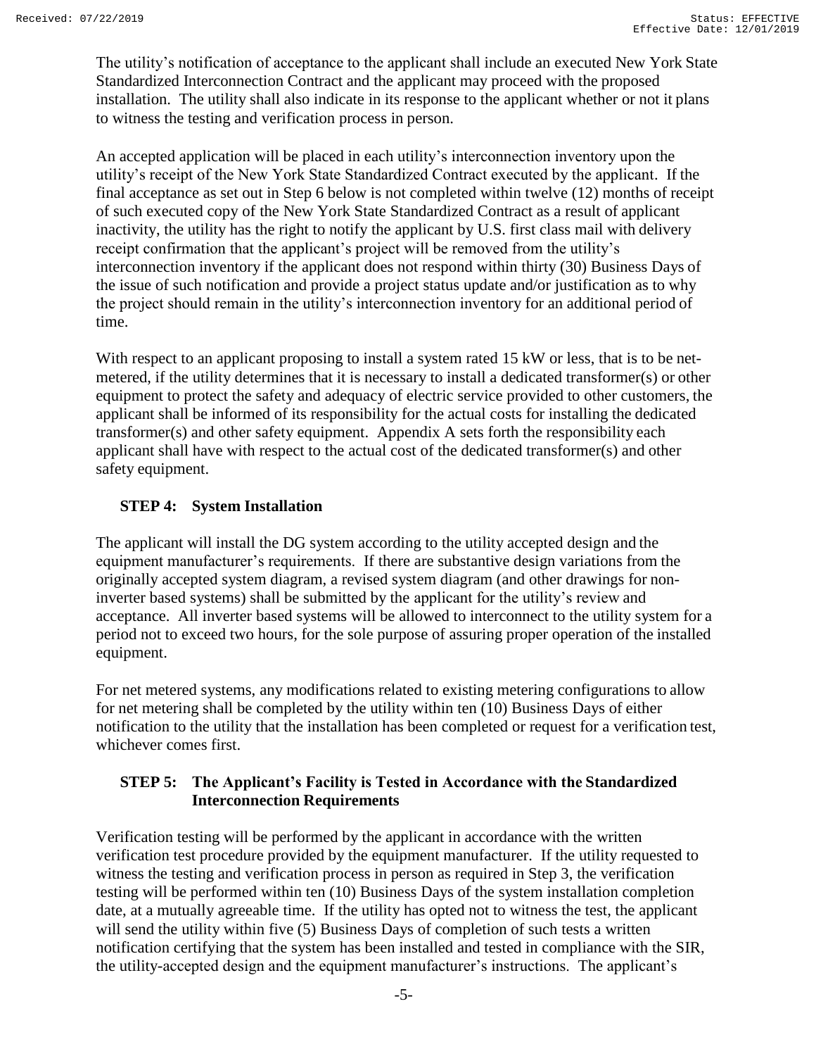The utility's notification of acceptance to the applicant shall include an executed New York State Standardized Interconnection Contract and the applicant may proceed with the proposed installation. The utility shall also indicate in its response to the applicant whether or not it plans to witness the testing and verification process in person.

An accepted application will be placed in each utility's interconnection inventory upon the utility's receipt of the New York State Standardized Contract executed by the applicant. If the final acceptance as set out in Step 6 below is not completed within twelve (12) months of receipt of such executed copy of the New York State Standardized Contract as a result of applicant inactivity, the utility has the right to notify the applicant by U.S. first class mail with delivery receipt confirmation that the applicant's project will be removed from the utility's interconnection inventory if the applicant does not respond within thirty (30) Business Days of the issue of such notification and provide a project status update and/or justification as to why the project should remain in the utility's interconnection inventory for an additional period of time.

With respect to an applicant proposing to install a system rated 15 kW or less, that is to be net-metered, if the utility determines that it is necessary to install a dedicated transformer(s) or other equipment to protect the safety and adequacy of electric service provided to other customers, the applicant shall be informed of its responsibility for the actual costs for installing the dedicated transformer(s) and other safety equipment. Appendix A sets forth the responsibility each applicant shall have with respect to the actual cost of the dedicated transformer(s) and other safety equipment.

### STEP 4: System Installation

The applicant will install the DG system according to the utility accepted design and the equipment manufacturer's requirements. If there are substantive design variations from the originally accepted system diagram, a revised system diagram (and other drawings for non-inverter based systems) shall be submitted by the applicant for the utility's review and acceptance. All inverter based systems will be allowed to interconnect to the utility system for a period not to exceed two hours, for the sole purpose of assuring proper operation of the installed equipment.

For net metered systems, any modifications related to existing metering configurations to allow for net metering shall be completed by the utility within ten (10) Business Days of either notification to the utility that the installation has been completed or request for a verification test, whichever comes first.

### STEP 5: The Applicant's Facility is Tested in Accordance with the Standardized Interconnection Requirements

Verification testing will be performed by the applicant in accordance with the written verification test procedure provided by the equipment manufacturer. If the utility requested to witness the testing and verification process in person as required in Step 3, the verification testing will be performed within ten (10) Business Days of the system installation completion date, at a mutually agreeable time. If the utility has opted not to witness the test, the applicant will send the utility within five (5) Business Days of completion of such tests a written notification certifying that the system has been installed and tested in compliance with the SIR, the utility-accepted design and the equipment manufacturer's instructions. The applicant's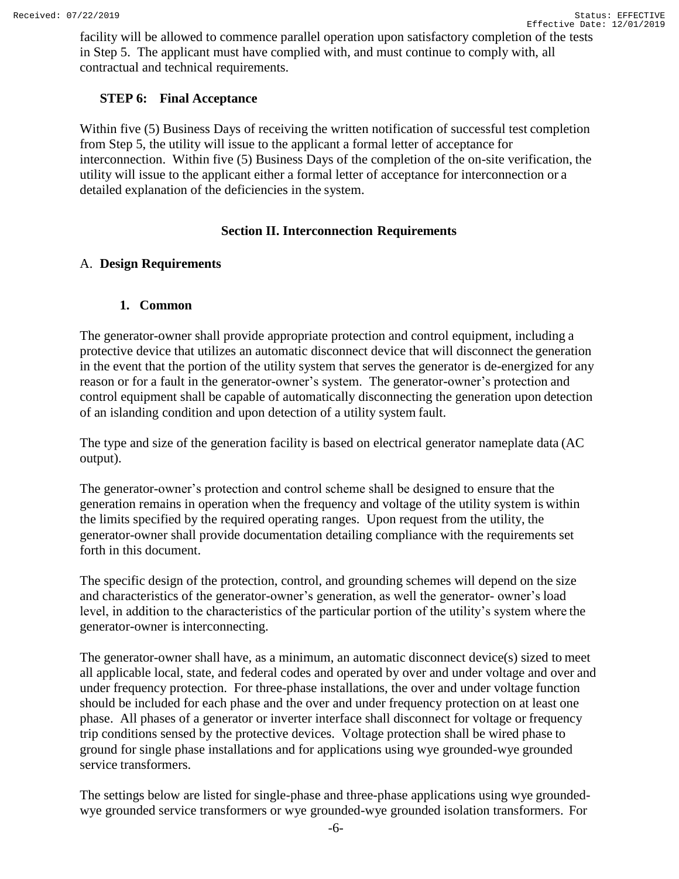facility will be allowed to commence parallel operation upon satisfactory completion of the tests in Step 5. The applicant must have complied with, and must continue to comply with, all contractual and technical requirements.

**STEP 6: Final Acceptance**

Within five (5) Business Days of receiving the written notification of successful test completion from Step 5, the utility will issue to the applicant a formal letter of acceptance for interconnection. Within five (5) Business Days of the completion of the on-site verification, the utility will issue to the applicant either a formal letter of acceptance for interconnection or a detailed explanation of the deficiencies in the system.

## Section II. Interconnection Requirements

### A. Design Requirements

#### 1. Common

The generator-owner shall provide appropriate protection and control equipment, including a protective device that utilizes an automatic disconnect device that will disconnect the generation in the event that the portion of the utility system that serves the generator is de-energized for any reason or for a fault in the generator-owner's system. The generator-owner's protection and control equipment shall be capable of automatically disconnecting the generation upon detection of an islanding condition and upon detection of a utility system fault.

The type and size of the generation facility is based on electrical generator nameplate data (AC output).

The generator-owner's protection and control scheme shall be designed to ensure that the generation remains in operation when the frequency and voltage of the utility system is within the limits specified by the required operating ranges. Upon request from the utility, the generator-owner shall provide documentation detailing compliance with the requirements set forth in this document.

The specific design of the protection, control, and grounding schemes will depend on the size and characteristics of the generator-owner's generation, as well the generator- owner's load level, in addition to the characteristics of the particular portion of the utility's system where the generator-owner is interconnecting.

The generator-owner shall have, as a minimum, an automatic disconnect device(s) sized to meet all applicable local, state, and federal codes and operated by over and under voltage and over and under frequency protection. For three-phase installations, the over and under voltage function should be included for each phase and the over and under frequency protection on at least one phase. All phases of a generator or inverter interface shall disconnect for voltage or frequency trip conditions sensed by the protective devices. Voltage protection shall be wired phase to ground for single phase installations and for applications using wye grounded-wye grounded service transformers.

The settings below are listed for single-phase and three-phase applications using wye grounded-wye grounded service transformers or wye grounded-wye grounded isolation transformers. For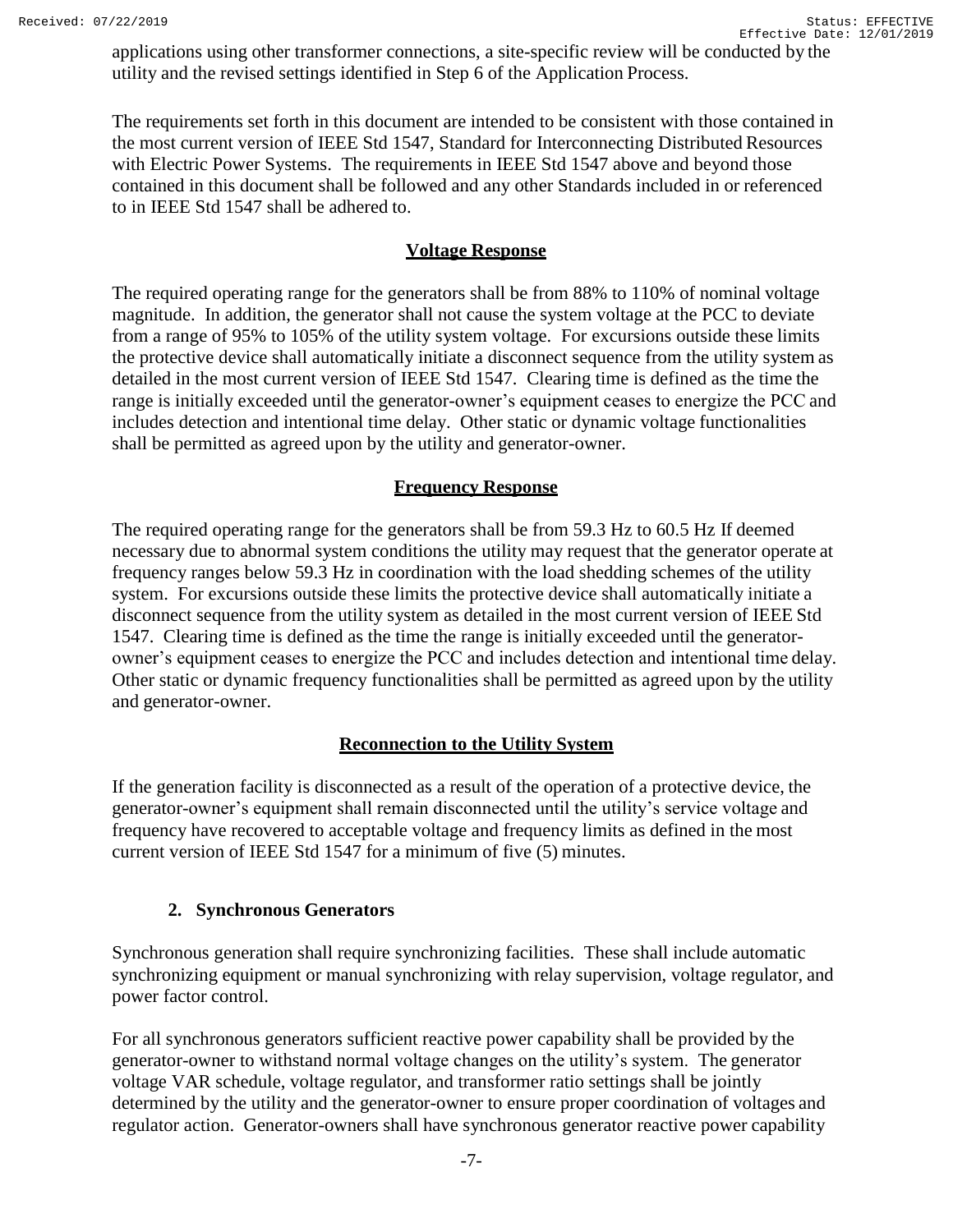applications using other transformer connections, a site-specific review will be conducted by the utility and the revised settings identified in Step 6 of the Application Process.

The requirements set forth in this document are intended to be consistent with those contained in the most current version of IEEE Std 1547, Standard for Interconnecting Distributed Resources with Electric Power Systems. The requirements in IEEE Std 1547 above and beyond those contained in this document shall be followed and any other Standards included in or referenced to in IEEE Std 1547 shall be adhered to.

### Voltage Response

The required operating range for the generators shall be from 88% to 110% of nominal voltage magnitude. In addition, the generator shall not cause the system voltage at the PCC to deviate from a range of 95% to 105% of the utility system voltage. For excursions outside these limits the protective device shall automatically initiate a disconnect sequence from the utility system as detailed in the most current version of IEEE Std 1547. Clearing time is defined as the time the range is initially exceeded until the generator-owner's equipment ceases to energize the PCC and includes detection and intentional time delay. Other static or dynamic voltage functionalities shall be permitted as agreed upon by the utility and generator-owner.

### Frequency Response

The required operating range for the generators shall be from 59.3 Hz to 60.5 Hz If deemed necessary due to abnormal system conditions the utility may request that the generator operate at frequency ranges below 59.3 Hz in coordination with the load shedding schemes of the utility system. For excursions outside these limits the protective device shall automatically initiate a disconnect sequence from the utility system as detailed in the most current version of IEEE Std 1547. Clearing time is defined as the time the range is initially exceeded until the generator-owner's equipment ceases to energize the PCC and includes detection and intentional time delay. Other static or dynamic frequency functionalities shall be permitted as agreed upon by the utility and generator-owner.

### Reconnection to the Utility System

If the generation facility is disconnected as a result of the operation of a protective device, the generator-owner's equipment shall remain disconnected until the utility's service voltage and frequency have recovered to acceptable voltage and frequency limits as defined in the most current version of IEEE Std 1547 for a minimum of five (5) minutes.

## 2. Synchronous Generators

Synchronous generation shall require synchronizing facilities. These shall include automatic synchronizing equipment or manual synchronizing with relay supervision, voltage regulator, and power factor control.

For all synchronous generators sufficient reactive power capability shall be provided by the generator-owner to withstand normal voltage changes on the utility's system. The generator voltage VAR schedule, voltage regulator, and transformer ratio settings shall be jointly determined by the utility and the generator-owner to ensure proper coordination of voltages and regulator action. Generator-owners shall have synchronous generator reactive power capability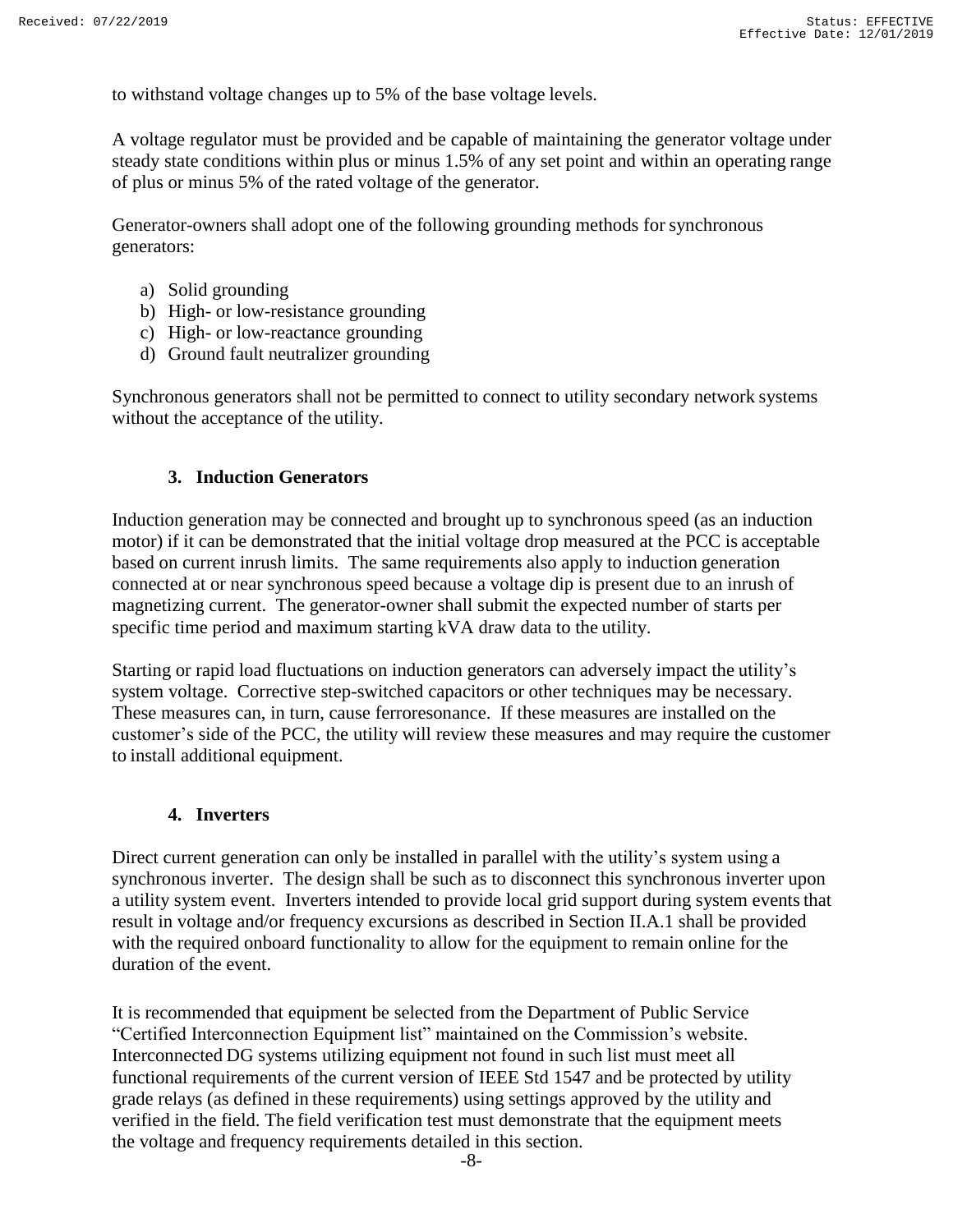to withstand voltage changes up to 5% of the base voltage levels.

A voltage regulator must be provided and be capable of maintaining the generator voltage under steady state conditions within plus or minus 1.5% of any set point and within an operating range of plus or minus 5% of the rated voltage of the generator.

Generator-owners shall adopt one of the following grounding methods for synchronous generators:

a) Solid grounding
b) High- or low-resistance grounding
c) High- or low-reactance grounding
d) Ground fault neutralizer grounding

Synchronous generators shall not be permitted to connect to utility secondary network systems without the acceptance of the utility.

### 3. Induction Generators

Induction generation may be connected and brought up to synchronous speed (as an induction motor) if it can be demonstrated that the initial voltage drop measured at the PCC is acceptable based on current inrush limits. The same requirements also apply to induction generation connected at or near synchronous speed because a voltage dip is present due to an inrush of magnetizing current. The generator-owner shall submit the expected number of starts per specific time period and maximum starting kVA draw data to the utility.

Starting or rapid load fluctuations on induction generators can adversely impact the utility's system voltage. Corrective step-switched capacitors or other techniques may be necessary. These measures can, in turn, cause ferroresonance. If these measures are installed on the customer's side of the PCC, the utility will review these measures and may require the customer to install additional equipment.

### 4. Inverters

Direct current generation can only be installed in parallel with the utility's system using a synchronous inverter. The design shall be such as to disconnect this synchronous inverter upon a utility system event. Inverters intended to provide local grid support during system events that result in voltage and/or frequency excursions as described in Section II.A.1 shall be provided with the required onboard functionality to allow for the equipment to remain online for the duration of the event.

It is recommended that equipment be selected from the Department of Public Service "Certified Interconnection Equipment list" maintained on the Commission's website. Interconnected DG systems utilizing equipment not found in such list must meet all functional requirements of the current version of IEEE Std 1547 and be protected by utility grade relays (as defined in these requirements) using settings approved by the utility and verified in the field. The field verification test must demonstrate that the equipment meets the voltage and frequency requirements detailed in this section.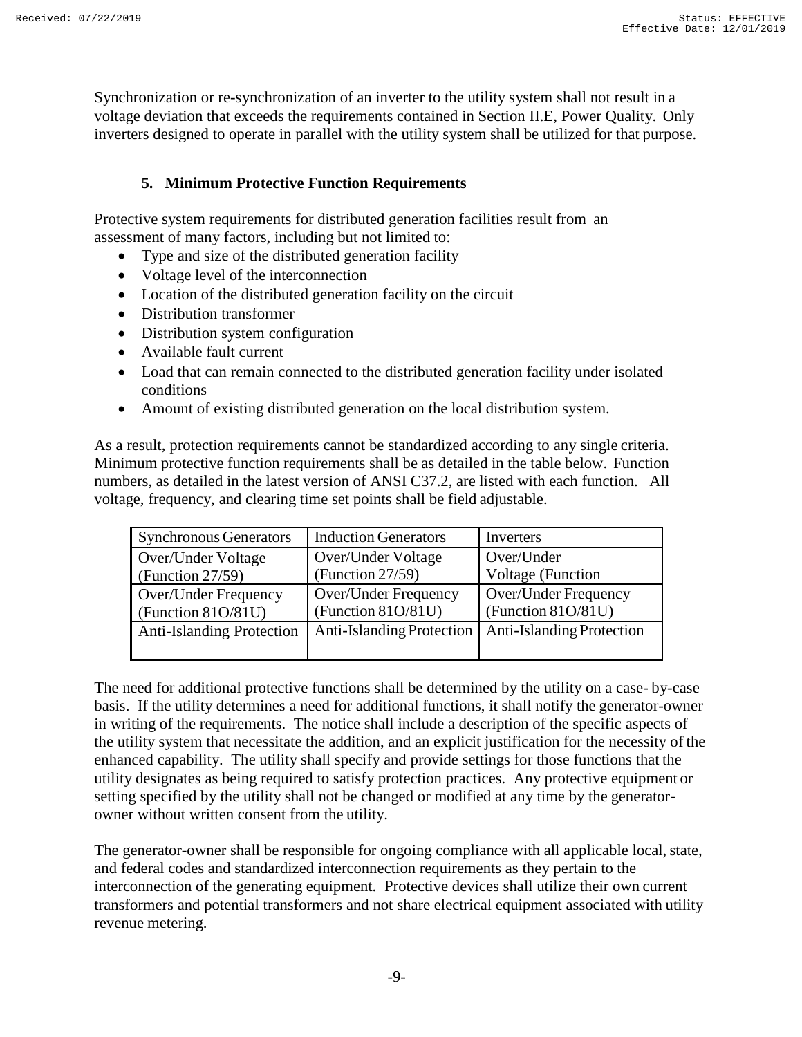Synchronization or re-synchronization of an inverter to the utility system shall not result in a voltage deviation that exceeds the requirements contained in Section II.E, Power Quality. Only inverters designed to operate in parallel with the utility system shall be utilized for that purpose.

### 5. Minimum Protective Function Requirements

Protective system requirements for distributed generation facilities result from an assessment of many factors, including but not limited to:

- Type and size of the distributed generation facility
- Voltage level of the interconnection
- Location of the distributed generation facility on the circuit
- Distribution transformer
- Distribution system configuration
- Available fault current
- Load that can remain connected to the distributed generation facility under isolated conditions
- Amount of existing distributed generation on the local distribution system.

As a result, protection requirements cannot be standardized according to any single criteria. Minimum protective function requirements shall be as detailed in the table below. Function numbers, as detailed in the latest version of ANSI C37.2, are listed with each function. All voltage, frequency, and clearing time set points shall be field adjustable.

| Synchronous Generators | Induction Generators | Inverters |
|---|---|---|
| Over/Under Voltage (Function 27/59) | Over/Under Voltage (Function 27/59) | Over/Under Voltage (Function |
| Over/Under Frequency (Function 81O/81U) | Over/Under Frequency (Function 81O/81U) | Over/Under Frequency (Function 81O/81U) |
| Anti-Islanding Protection | Anti-Islanding Protection | Anti-Islanding Protection |

The need for additional protective functions shall be determined by the utility on a case- by-case basis. If the utility determines a need for additional functions, it shall notify the generator-owner in writing of the requirements. The notice shall include a description of the specific aspects of the utility system that necessitate the addition, and an explicit justification for the necessity of the enhanced capability. The utility shall specify and provide settings for those functions that the utility designates as being required to satisfy protection practices. Any protective equipment or setting specified by the utility shall not be changed or modified at any time by the generator-owner without written consent from the utility.

The generator-owner shall be responsible for ongoing compliance with all applicable local, state, and federal codes and standardized interconnection requirements as they pertain to the interconnection of the generating equipment. Protective devices shall utilize their own current transformers and potential transformers and not share electrical equipment associated with utility revenue metering.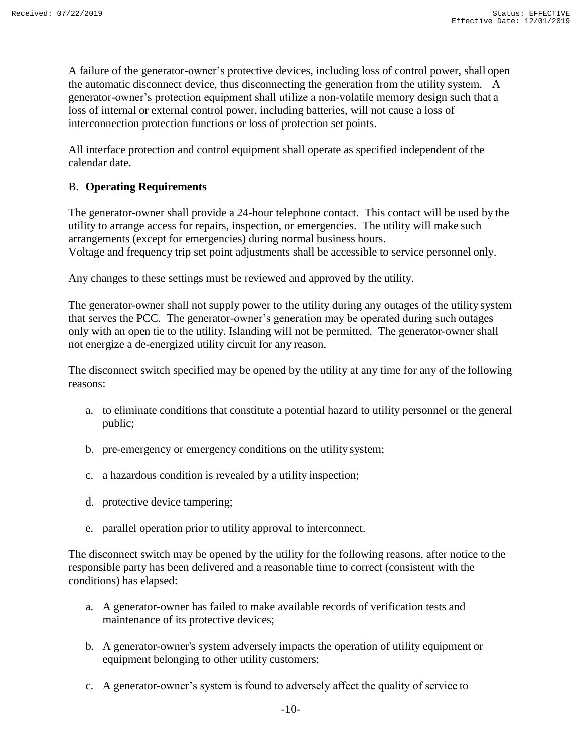A failure of the generator-owner's protective devices, including loss of control power, shall open the automatic disconnect device, thus disconnecting the generation from the utility system. A generator-owner's protection equipment shall utilize a non-volatile memory design such that a loss of internal or external control power, including batteries, will not cause a loss of interconnection protection functions or loss of protection set points.

All interface protection and control equipment shall operate as specified independent of the calendar date.

B. **Operating Requirements**

The generator-owner shall provide a 24-hour telephone contact. This contact will be used by the utility to arrange access for repairs, inspection, or emergencies. The utility will make such arrangements (except for emergencies) during normal business hours.
Voltage and frequency trip set point adjustments shall be accessible to service personnel only.

Any changes to these settings must be reviewed and approved by the utility.

The generator-owner shall not supply power to the utility during any outages of the utility system that serves the PCC. The generator-owner's generation may be operated during such outages only with an open tie to the utility. Islanding will not be permitted. The generator-owner shall not energize a de-energized utility circuit for any reason.

The disconnect switch specified may be opened by the utility at any time for any of the following reasons:

a. to eliminate conditions that constitute a potential hazard to utility personnel or the general public;

b. pre-emergency or emergency conditions on the utility system;

c. a hazardous condition is revealed by a utility inspection;

d. protective device tampering;

e. parallel operation prior to utility approval to interconnect.

The disconnect switch may be opened by the utility for the following reasons, after notice to the responsible party has been delivered and a reasonable time to correct (consistent with the conditions) has elapsed:

a. A generator-owner has failed to make available records of verification tests and maintenance of its protective devices;

b. A generator-owner's system adversely impacts the operation of utility equipment or equipment belonging to other utility customers;

c. A generator-owner's system is found to adversely affect the quality of service to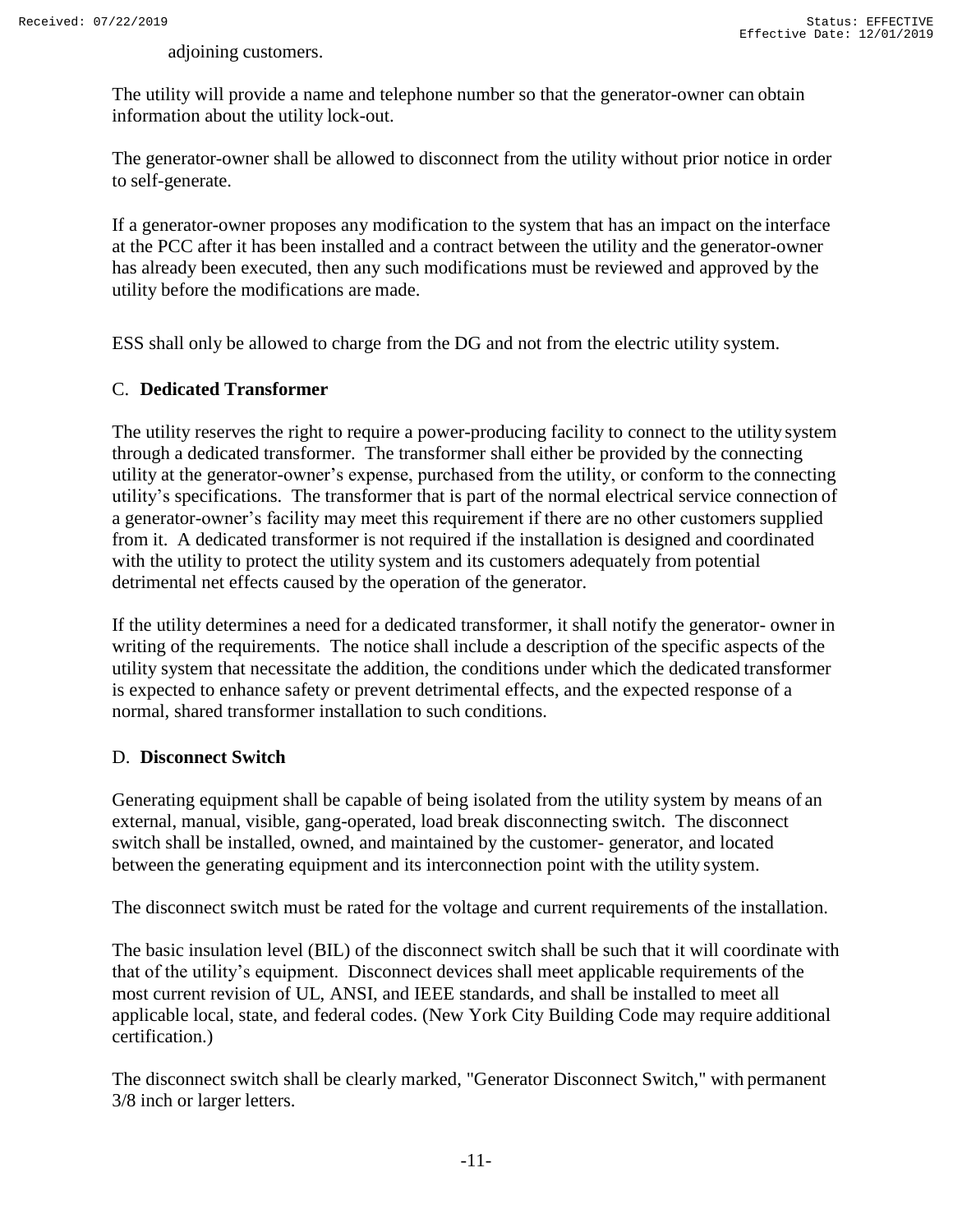adjoining customers.

The utility will provide a name and telephone number so that the generator-owner can obtain information about the utility lock-out.

The generator-owner shall be allowed to disconnect from the utility without prior notice in order to self-generate.

If a generator-owner proposes any modification to the system that has an impact on the interface at the PCC after it has been installed and a contract between the utility and the generator-owner has already been executed, then any such modifications must be reviewed and approved by the utility before the modifications are made.

ESS shall only be allowed to charge from the DG and not from the electric utility system.

## C. **Dedicated Transformer**

The utility reserves the right to require a power-producing facility to connect to the utility system through a dedicated transformer. The transformer shall either be provided by the connecting utility at the generator-owner's expense, purchased from the utility, or conform to the connecting utility's specifications. The transformer that is part of the normal electrical service connection of a generator-owner's facility may meet this requirement if there are no other customers supplied from it. A dedicated transformer is not required if the installation is designed and coordinated with the utility to protect the utility system and its customers adequately from potential detrimental net effects caused by the operation of the generator.

If the utility determines a need for a dedicated transformer, it shall notify the generator- owner in writing of the requirements. The notice shall include a description of the specific aspects of the utility system that necessitate the addition, the conditions under which the dedicated transformer is expected to enhance safety or prevent detrimental effects, and the expected response of a normal, shared transformer installation to such conditions.

## D. **Disconnect Switch**

Generating equipment shall be capable of being isolated from the utility system by means of an external, manual, visible, gang-operated, load break disconnecting switch. The disconnect switch shall be installed, owned, and maintained by the customer- generator, and located between the generating equipment and its interconnection point with the utility system.

The disconnect switch must be rated for the voltage and current requirements of the installation.

The basic insulation level (BIL) of the disconnect switch shall be such that it will coordinate with that of the utility's equipment. Disconnect devices shall meet applicable requirements of the most current revision of UL, ANSI, and IEEE standards, and shall be installed to meet all applicable local, state, and federal codes. (New York City Building Code may require additional certification.)

The disconnect switch shall be clearly marked, "Generator Disconnect Switch," with permanent 3/8 inch or larger letters.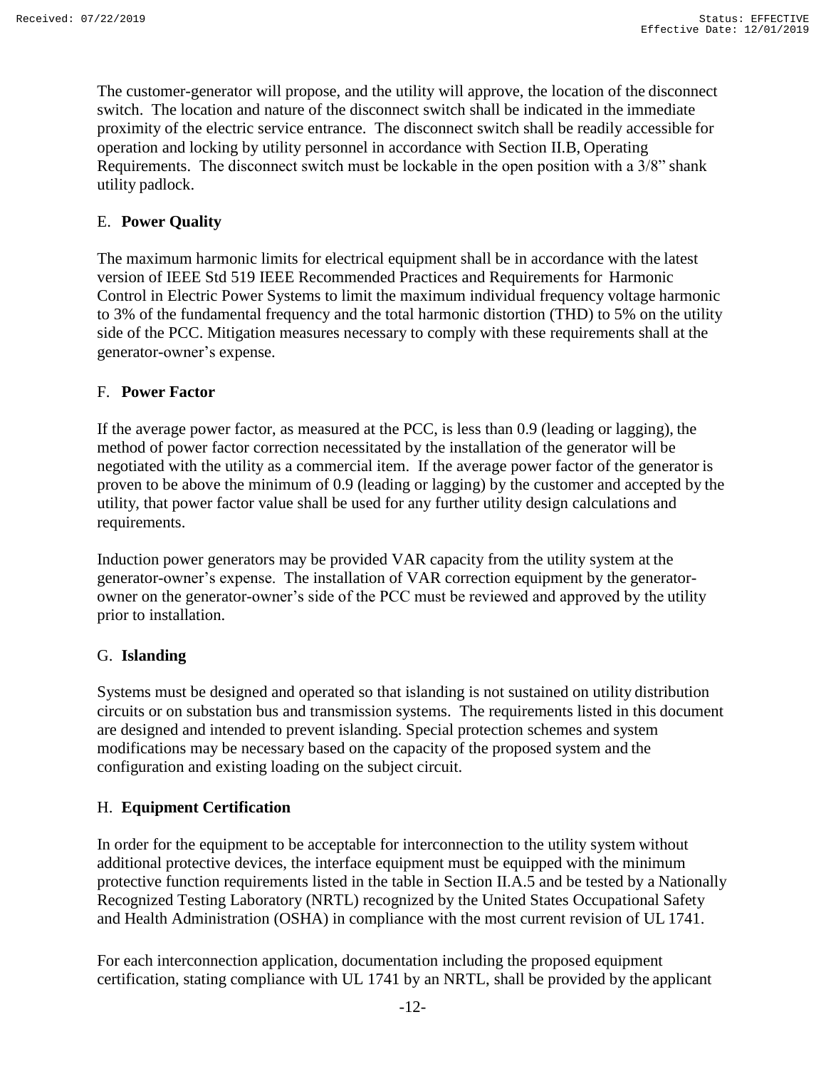The customer-generator will propose, and the utility will approve, the location of the disconnect switch. The location and nature of the disconnect switch shall be indicated in the immediate proximity of the electric service entrance. The disconnect switch shall be readily accessible for operation and locking by utility personnel in accordance with Section II.B, Operating Requirements. The disconnect switch must be lockable in the open position with a 3/8" shank utility padlock.

E. **Power Quality**

The maximum harmonic limits for electrical equipment shall be in accordance with the latest version of IEEE Std 519 IEEE Recommended Practices and Requirements for Harmonic Control in Electric Power Systems to limit the maximum individual frequency voltage harmonic to 3% of the fundamental frequency and the total harmonic distortion (THD) to 5% on the utility side of the PCC. Mitigation measures necessary to comply with these requirements shall at the generator-owner's expense.

F. **Power Factor**

If the average power factor, as measured at the PCC, is less than 0.9 (leading or lagging), the method of power factor correction necessitated by the installation of the generator will be negotiated with the utility as a commercial item. If the average power factor of the generator is proven to be above the minimum of 0.9 (leading or lagging) by the customer and accepted by the utility, that power factor value shall be used for any further utility design calculations and requirements.

Induction power generators may be provided VAR capacity from the utility system at the generator-owner's expense. The installation of VAR correction equipment by the generator-owner on the generator-owner's side of the PCC must be reviewed and approved by the utility prior to installation.

G. **Islanding**

Systems must be designed and operated so that islanding is not sustained on utility distribution circuits or on substation bus and transmission systems. The requirements listed in this document are designed and intended to prevent islanding. Special protection schemes and system modifications may be necessary based on the capacity of the proposed system and the configuration and existing loading on the subject circuit.

H. **Equipment Certification**

In order for the equipment to be acceptable for interconnection to the utility system without additional protective devices, the interface equipment must be equipped with the minimum protective function requirements listed in the table in Section II.A.5 and be tested by a Nationally Recognized Testing Laboratory (NRTL) recognized by the United States Occupational Safety and Health Administration (OSHA) in compliance with the most current revision of UL 1741.

For each interconnection application, documentation including the proposed equipment certification, stating compliance with UL 1741 by an NRTL, shall be provided by the applicant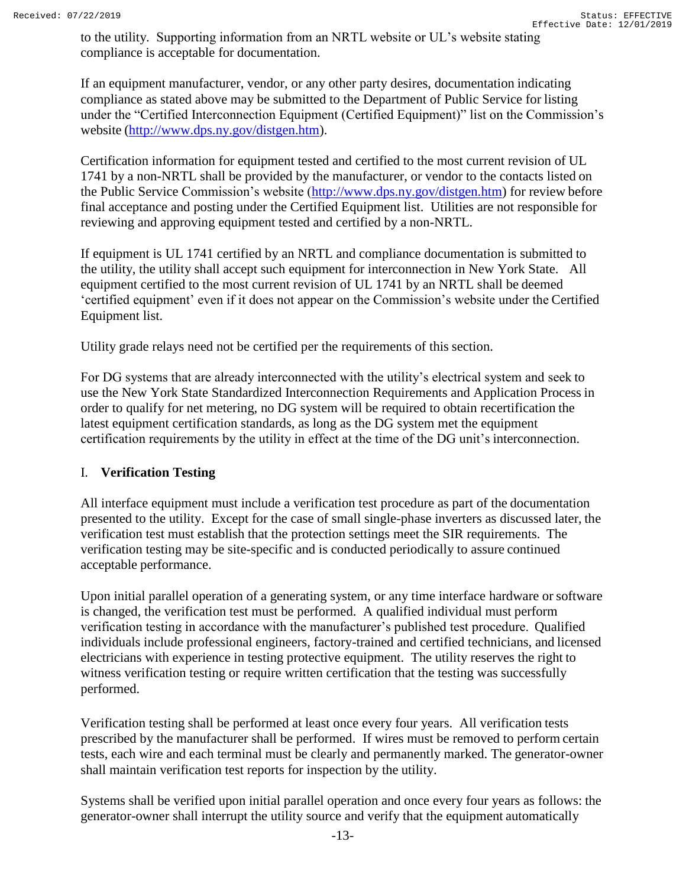to the utility. Supporting information from an NRTL website or UL's website stating compliance is acceptable for documentation.

If an equipment manufacturer, vendor, or any other party desires, documentation indicating compliance as stated above may be submitted to the Department of Public Service for listing under the "Certified Interconnection Equipment (Certified Equipment)" list on the Commission's website (http://www.dps.ny.gov/distgen.htm).

Certification information for equipment tested and certified to the most current revision of UL 1741 by a non-NRTL shall be provided by the manufacturer, or vendor to the contacts listed on the Public Service Commission's website (http://www.dps.ny.gov/distgen.htm) for review before final acceptance and posting under the Certified Equipment list. Utilities are not responsible for reviewing and approving equipment tested and certified by a non-NRTL.

If equipment is UL 1741 certified by an NRTL and compliance documentation is submitted to the utility, the utility shall accept such equipment for interconnection in New York State. All equipment certified to the most current revision of UL 1741 by an NRTL shall be deemed 'certified equipment' even if it does not appear on the Commission's website under the Certified Equipment list.

Utility grade relays need not be certified per the requirements of this section.

For DG systems that are already interconnected with the utility's electrical system and seek to use the New York State Standardized Interconnection Requirements and Application Process in order to qualify for net metering, no DG system will be required to obtain recertification the latest equipment certification standards, as long as the DG system met the equipment certification requirements by the utility in effect at the time of the DG unit's interconnection.

## I. **Verification Testing**

All interface equipment must include a verification test procedure as part of the documentation presented to the utility. Except for the case of small single-phase inverters as discussed later, the verification test must establish that the protection settings meet the SIR requirements. The verification testing may be site-specific and is conducted periodically to assure continued acceptable performance.

Upon initial parallel operation of a generating system, or any time interface hardware or software is changed, the verification test must be performed. A qualified individual must perform verification testing in accordance with the manufacturer's published test procedure. Qualified individuals include professional engineers, factory-trained and certified technicians, and licensed electricians with experience in testing protective equipment. The utility reserves the right to witness verification testing or require written certification that the testing was successfully performed.

Verification testing shall be performed at least once every four years. All verification tests prescribed by the manufacturer shall be performed. If wires must be removed to perform certain tests, each wire and each terminal must be clearly and permanently marked. The generator-owner shall maintain verification test reports for inspection by the utility.

Systems shall be verified upon initial parallel operation and once every four years as follows: the generator-owner shall interrupt the utility source and verify that the equipment automatically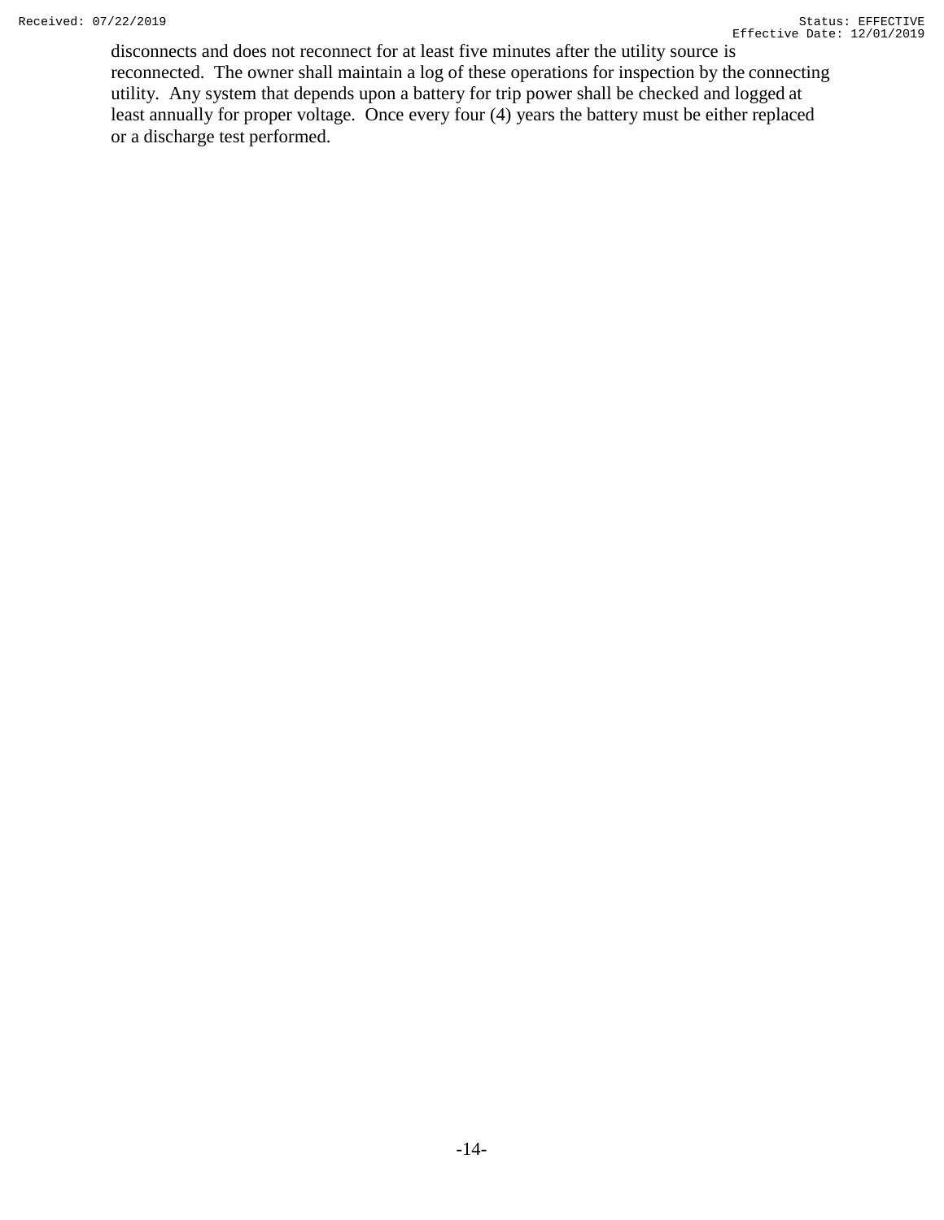disconnects and does not reconnect for at least five minutes after the utility source is reconnected. The owner shall maintain a log of these operations for inspection by the connecting utility. Any system that depends upon a battery for trip power shall be checked and logged at least annually for proper voltage. Once every four (4) years the battery must be either replaced or a discharge test performed.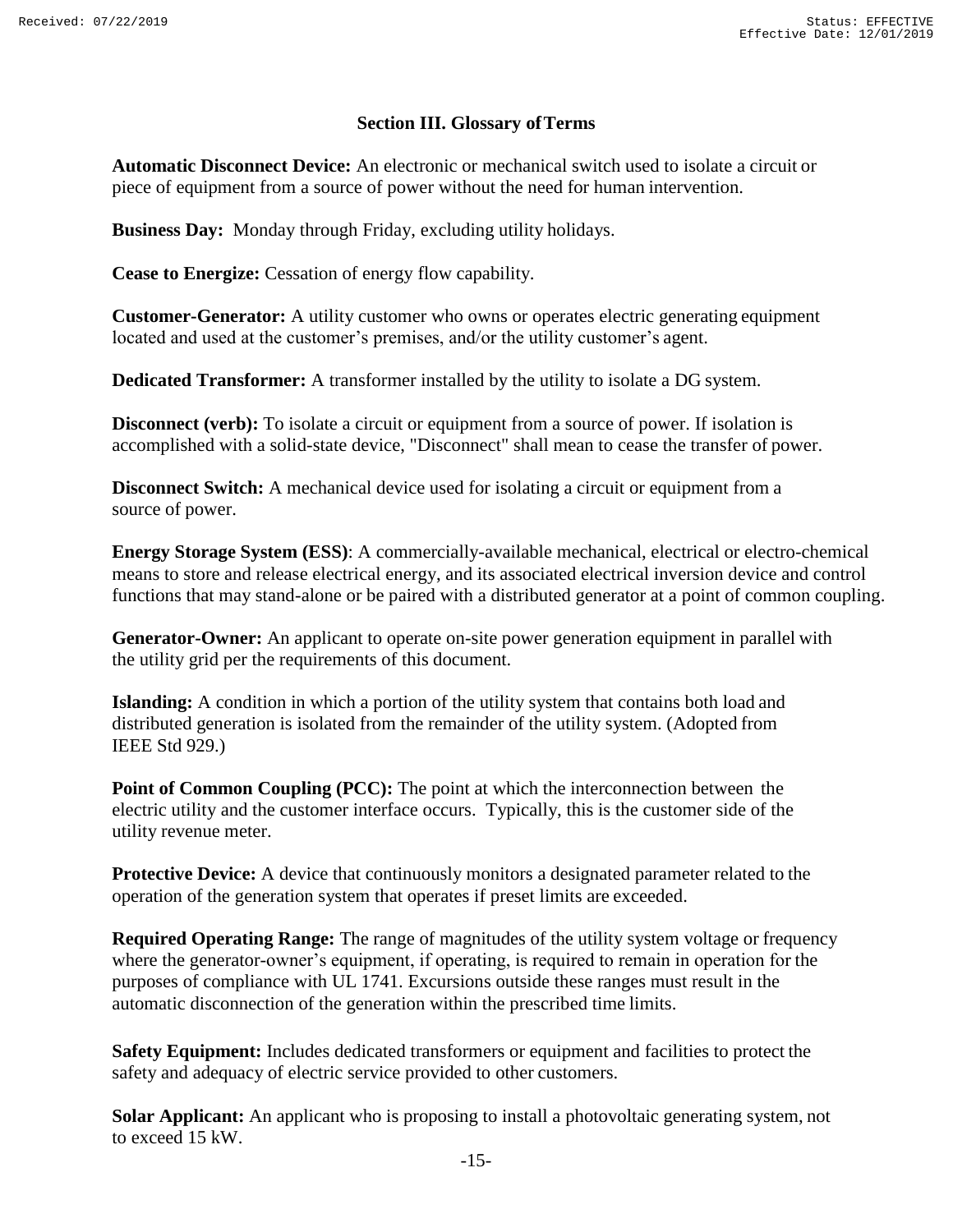## Section III. Glossary of Terms

**Automatic Disconnect Device:** An electronic or mechanical switch used to isolate a circuit or piece of equipment from a source of power without the need for human intervention.

**Business Day:** Monday through Friday, excluding utility holidays.

**Cease to Energize:** Cessation of energy flow capability.

**Customer-Generator:** A utility customer who owns or operates electric generating equipment located and used at the customer's premises, and/or the utility customer's agent.

**Dedicated Transformer:** A transformer installed by the utility to isolate a DG system.

**Disconnect (verb):** To isolate a circuit or equipment from a source of power. If isolation is accomplished with a solid-state device, "Disconnect" shall mean to cease the transfer of power.

**Disconnect Switch:** A mechanical device used for isolating a circuit or equipment from a source of power.

**Energy Storage System (ESS)**: A commercially-available mechanical, electrical or electro-chemical means to store and release electrical energy, and its associated electrical inversion device and control functions that may stand-alone or be paired with a distributed generator at a point of common coupling.

**Generator-Owner:** An applicant to operate on-site power generation equipment in parallel with the utility grid per the requirements of this document.

**Islanding:** A condition in which a portion of the utility system that contains both load and distributed generation is isolated from the remainder of the utility system. (Adopted from IEEE Std 929.)

**Point of Common Coupling (PCC):** The point at which the interconnection between the electric utility and the customer interface occurs. Typically, this is the customer side of the utility revenue meter.

**Protective Device:** A device that continuously monitors a designated parameter related to the operation of the generation system that operates if preset limits are exceeded.

**Required Operating Range:** The range of magnitudes of the utility system voltage or frequency where the generator-owner's equipment, if operating, is required to remain in operation for the purposes of compliance with UL 1741. Excursions outside these ranges must result in the automatic disconnection of the generation within the prescribed time limits.

**Safety Equipment:** Includes dedicated transformers or equipment and facilities to protect the safety and adequacy of electric service provided to other customers.

**Solar Applicant:** An applicant who is proposing to install a photovoltaic generating system, not to exceed 15 kW.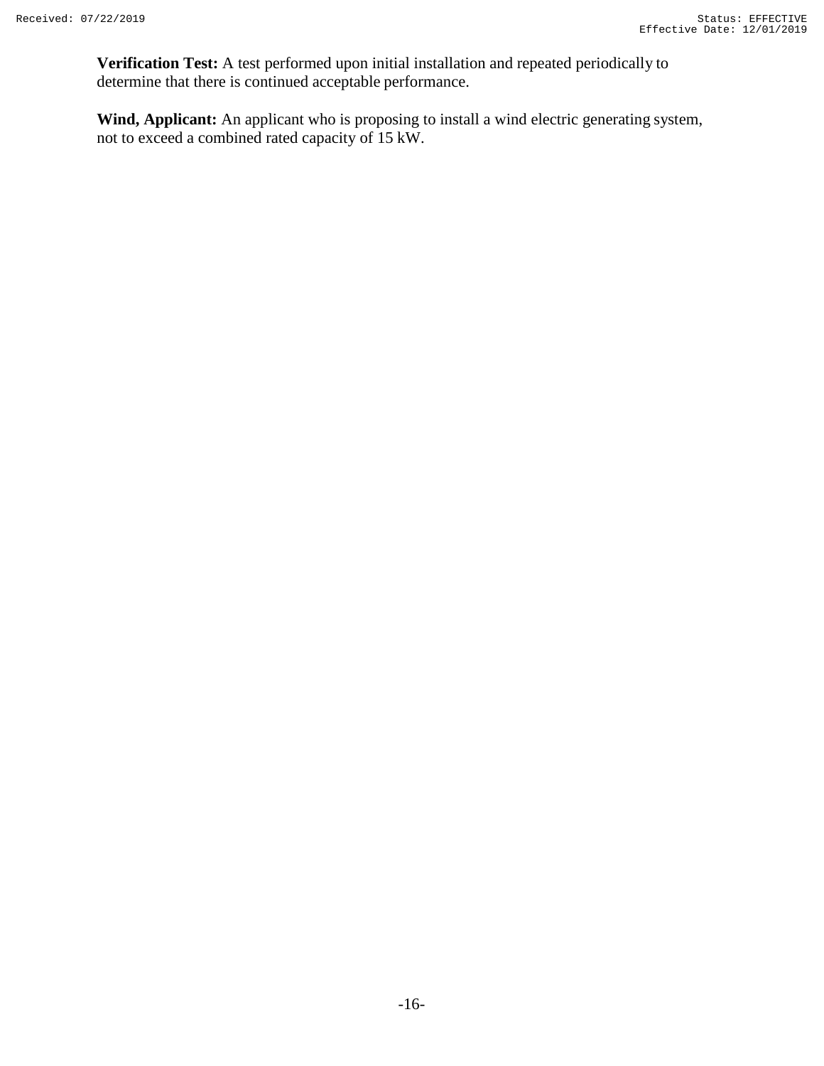**Verification Test:** A test performed upon initial installation and repeated periodically to determine that there is continued acceptable performance.

**Wind, Applicant:** An applicant who is proposing to install a wind electric generating system, not to exceed a combined rated capacity of 15 kW.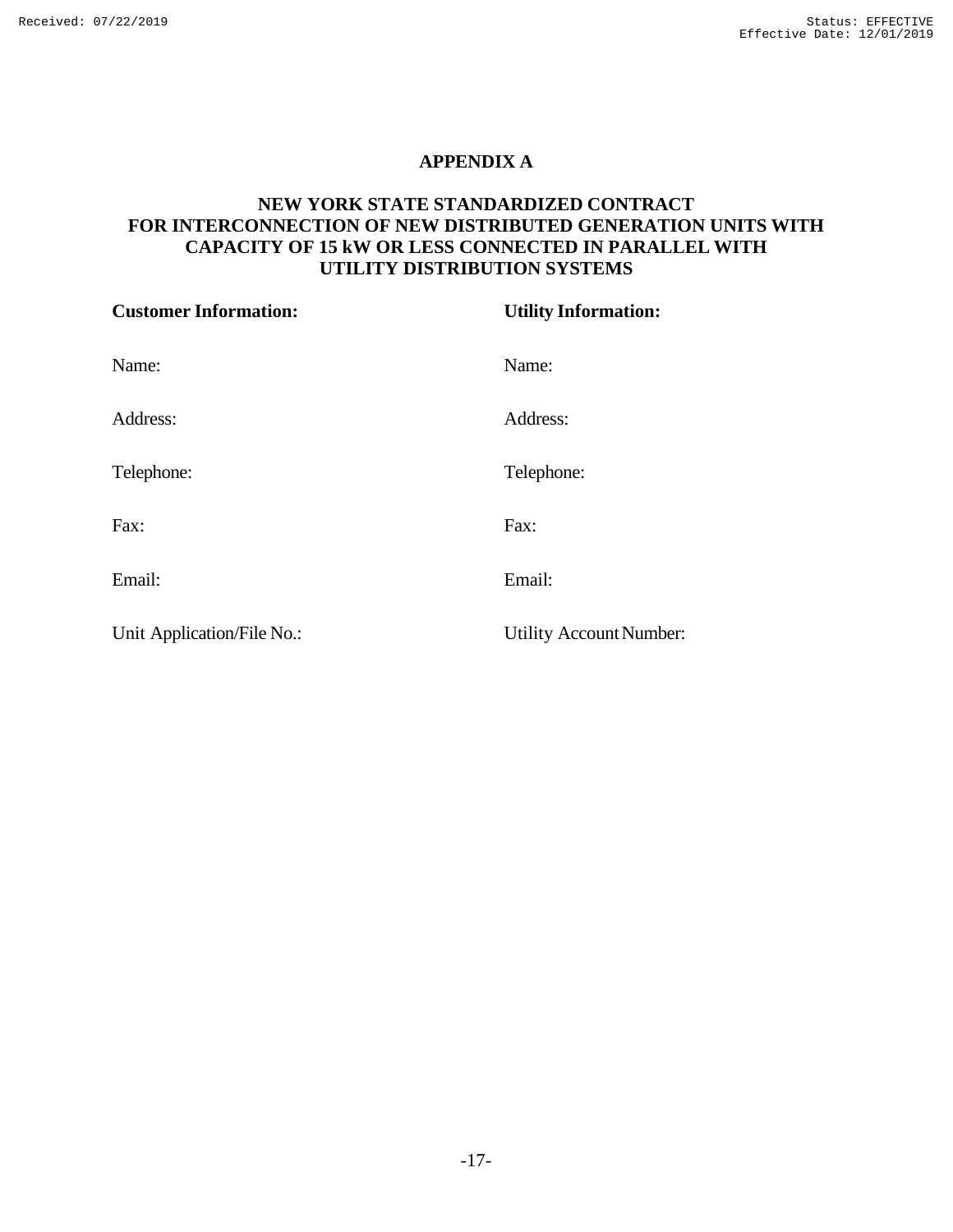# APPENDIX A

## NEW YORK STATE STANDARDIZED CONTRACT FOR INTERCONNECTION OF NEW DISTRIBUTED GENERATION UNITS WITH CAPACITY OF 15 kW OR LESS CONNECTED IN PARALLEL WITH UTILITY DISTRIBUTION SYSTEMS

| **Customer Information:** | **Utility Information:** |
| --- | --- |
| Name: | Name: |
| Address: | Address: |
| Telephone: | Telephone: |
| Fax: | Fax: |
| Email: | Email: |
| Unit Application/File No.: | Utility Account Number: |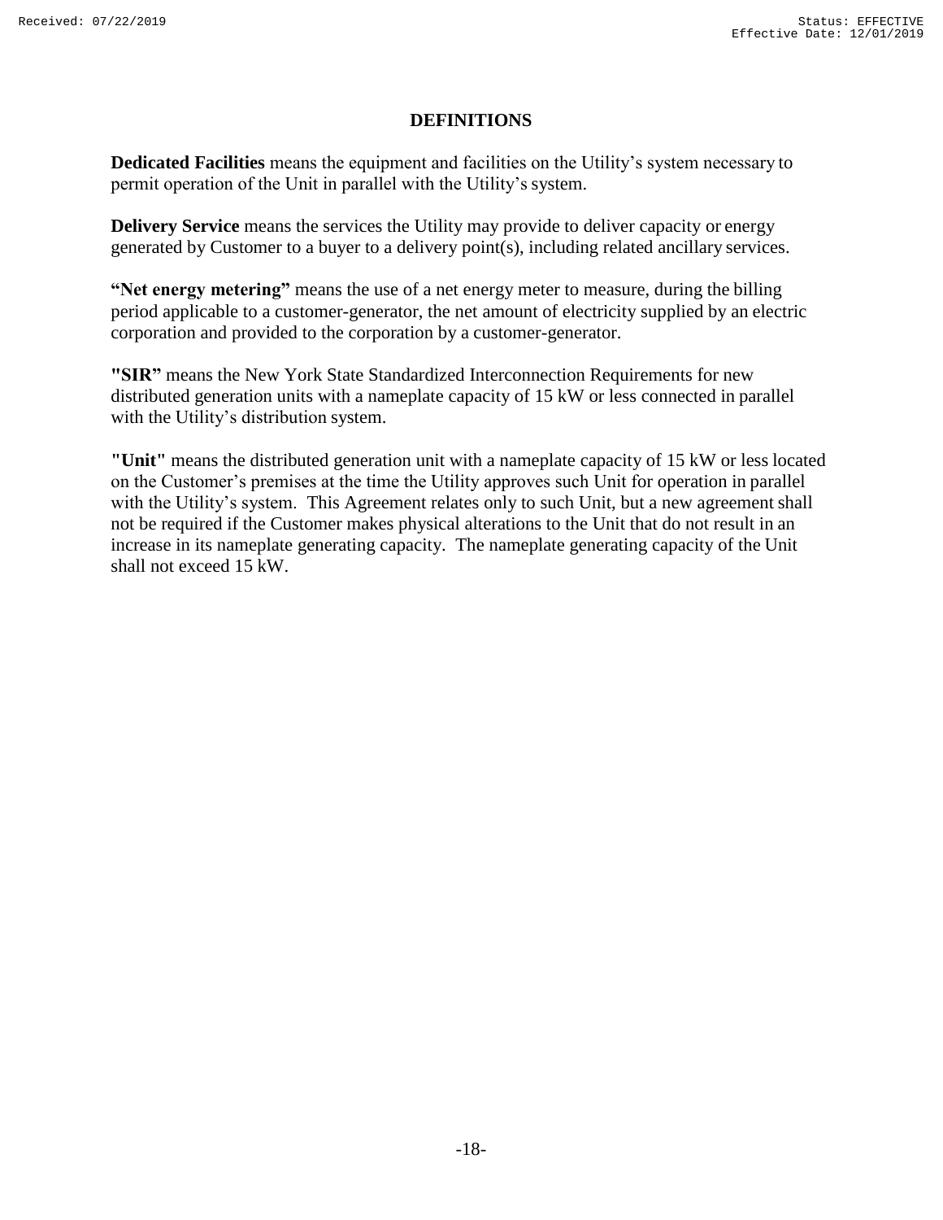# DEFINITIONS

**Dedicated Facilities** means the equipment and facilities on the Utility's system necessary to permit operation of the Unit in parallel with the Utility's system.

**Delivery Service** means the services the Utility may provide to deliver capacity or energy generated by Customer to a buyer to a delivery point(s), including related ancillary services.

**"Net energy metering"** means the use of a net energy meter to measure, during the billing period applicable to a customer-generator, the net amount of electricity supplied by an electric corporation and provided to the corporation by a customer-generator.

**"SIR"** means the New York State Standardized Interconnection Requirements for new distributed generation units with a nameplate capacity of 15 kW or less connected in parallel with the Utility's distribution system.

**"Unit"** means the distributed generation unit with a nameplate capacity of 15 kW or less located on the Customer's premises at the time the Utility approves such Unit for operation in parallel with the Utility's system. This Agreement relates only to such Unit, but a new agreement shall not be required if the Customer makes physical alterations to the Unit that do not result in an increase in its nameplate generating capacity. The nameplate generating capacity of the Unit shall not exceed 15 kW.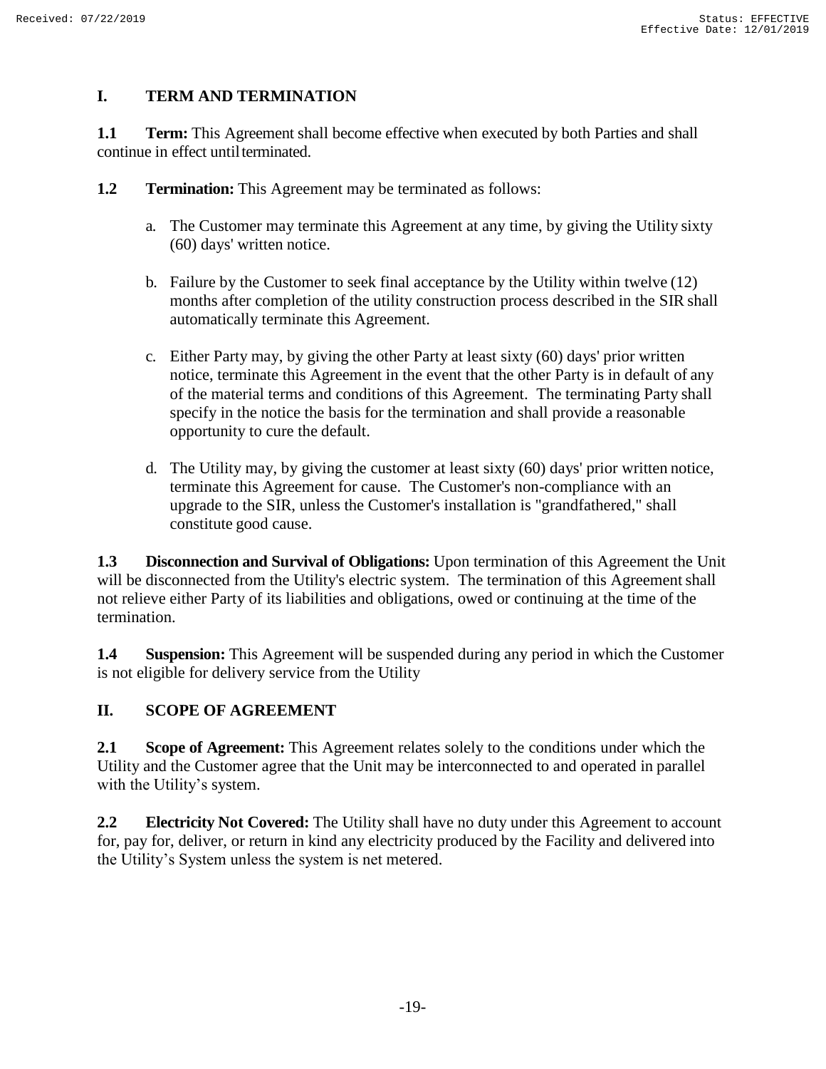## I. TERM AND TERMINATION

**1.1 Term:** This Agreement shall become effective when executed by both Parties and shall continue in effect until terminated.

**1.2 Termination:** This Agreement may be terminated as follows:

a. The Customer may terminate this Agreement at any time, by giving the Utility sixty (60) days' written notice.

b. Failure by the Customer to seek final acceptance by the Utility within twelve (12) months after completion of the utility construction process described in the SIR shall automatically terminate this Agreement.

c. Either Party may, by giving the other Party at least sixty (60) days' prior written notice, terminate this Agreement in the event that the other Party is in default of any of the material terms and conditions of this Agreement. The terminating Party shall specify in the notice the basis for the termination and shall provide a reasonable opportunity to cure the default.

d. The Utility may, by giving the customer at least sixty (60) days' prior written notice, terminate this Agreement for cause. The Customer's non-compliance with an upgrade to the SIR, unless the Customer's installation is "grandfathered," shall constitute good cause.

**1.3 Disconnection and Survival of Obligations:** Upon termination of this Agreement the Unit will be disconnected from the Utility's electric system. The termination of this Agreement shall not relieve either Party of its liabilities and obligations, owed or continuing at the time of the termination.

**1.4 Suspension:** This Agreement will be suspended during any period in which the Customer is not eligible for delivery service from the Utility

## II. SCOPE OF AGREEMENT

**2.1 Scope of Agreement:** This Agreement relates solely to the conditions under which the Utility and the Customer agree that the Unit may be interconnected to and operated in parallel with the Utility's system.

**2.2 Electricity Not Covered:** The Utility shall have no duty under this Agreement to account for, pay for, deliver, or return in kind any electricity produced by the Facility and delivered into the Utility's System unless the system is net metered.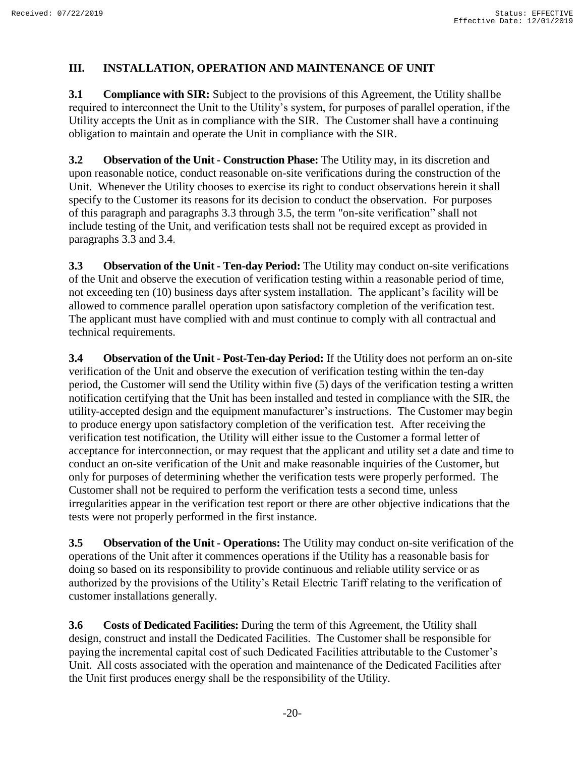## III. INSTALLATION, OPERATION AND MAINTENANCE OF UNIT

**3.1 Compliance with SIR:** Subject to the provisions of this Agreement, the Utility shall be required to interconnect the Unit to the Utility's system, for purposes of parallel operation, if the Utility accepts the Unit as in compliance with the SIR. The Customer shall have a continuing obligation to maintain and operate the Unit in compliance with the SIR.

**3.2 Observation of the Unit - Construction Phase:** The Utility may, in its discretion and upon reasonable notice, conduct reasonable on-site verifications during the construction of the Unit. Whenever the Utility chooses to exercise its right to conduct observations herein it shall specify to the Customer its reasons for its decision to conduct the observation. For purposes of this paragraph and paragraphs 3.3 through 3.5, the term "on-site verification" shall not include testing of the Unit, and verification tests shall not be required except as provided in paragraphs 3.3 and 3.4.

**3.3 Observation of the Unit - Ten-day Period:** The Utility may conduct on-site verifications of the Unit and observe the execution of verification testing within a reasonable period of time, not exceeding ten (10) business days after system installation. The applicant's facility will be allowed to commence parallel operation upon satisfactory completion of the verification test. The applicant must have complied with and must continue to comply with all contractual and technical requirements.

**3.4 Observation of the Unit - Post-Ten-day Period:** If the Utility does not perform an on-site verification of the Unit and observe the execution of verification testing within the ten-day period, the Customer will send the Utility within five (5) days of the verification testing a written notification certifying that the Unit has been installed and tested in compliance with the SIR, the utility-accepted design and the equipment manufacturer's instructions. The Customer may begin to produce energy upon satisfactory completion of the verification test. After receiving the verification test notification, the Utility will either issue to the Customer a formal letter of acceptance for interconnection, or may request that the applicant and utility set a date and time to conduct an on-site verification of the Unit and make reasonable inquiries of the Customer, but only for purposes of determining whether the verification tests were properly performed. The Customer shall not be required to perform the verification tests a second time, unless irregularities appear in the verification test report or there are other objective indications that the tests were not properly performed in the first instance.

**3.5 Observation of the Unit - Operations:** The Utility may conduct on-site verification of the operations of the Unit after it commences operations if the Utility has a reasonable basis for doing so based on its responsibility to provide continuous and reliable utility service or as authorized by the provisions of the Utility's Retail Electric Tariff relating to the verification of customer installations generally.

**3.6 Costs of Dedicated Facilities:** During the term of this Agreement, the Utility shall design, construct and install the Dedicated Facilities. The Customer shall be responsible for paying the incremental capital cost of such Dedicated Facilities attributable to the Customer's Unit. All costs associated with the operation and maintenance of the Dedicated Facilities after the Unit first produces energy shall be the responsibility of the Utility.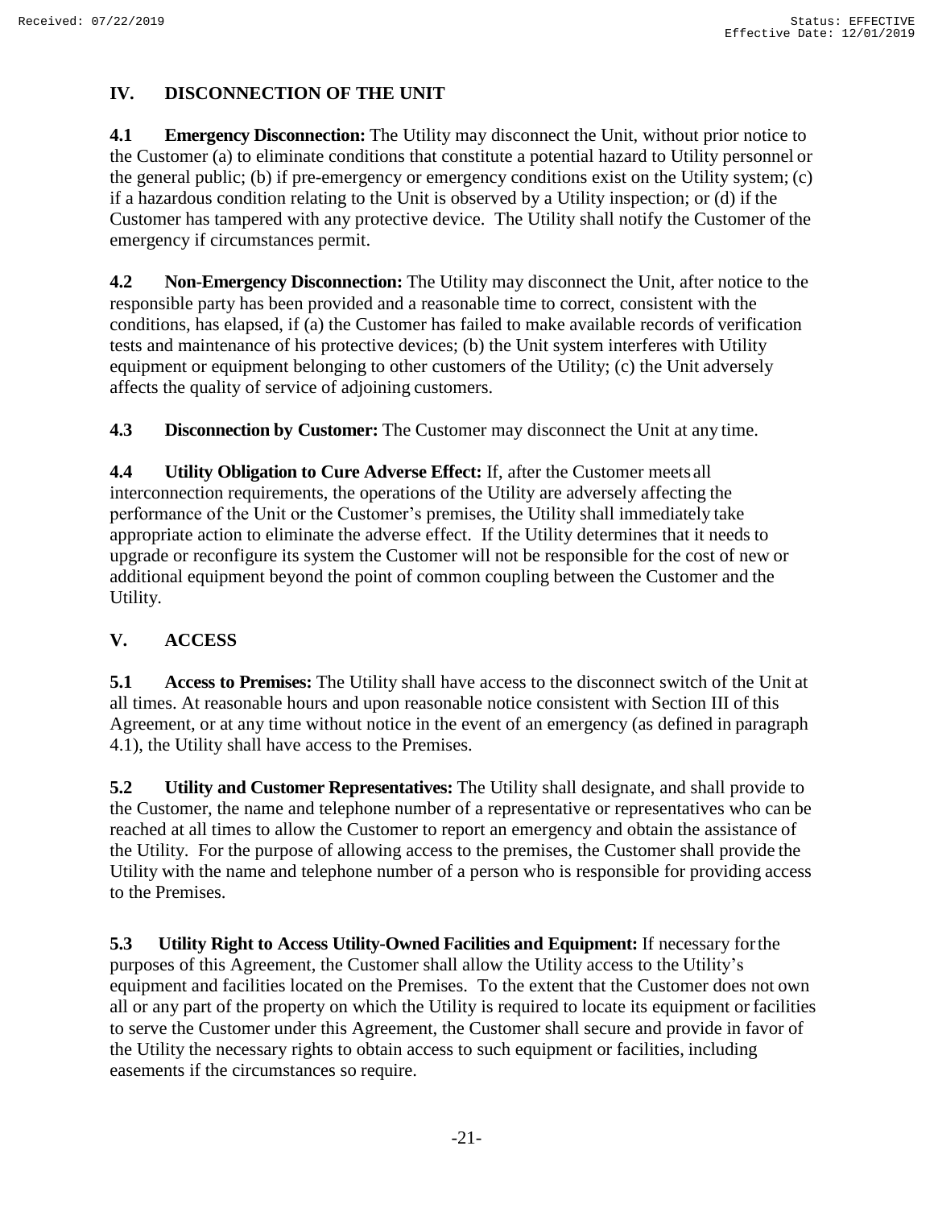## IV. DISCONNECTION OF THE UNIT

**4.1 Emergency Disconnection:** The Utility may disconnect the Unit, without prior notice to the Customer (a) to eliminate conditions that constitute a potential hazard to Utility personnel or the general public; (b) if pre-emergency or emergency conditions exist on the Utility system; (c) if a hazardous condition relating to the Unit is observed by a Utility inspection; or (d) if the Customer has tampered with any protective device. The Utility shall notify the Customer of the emergency if circumstances permit.

**4.2 Non-Emergency Disconnection:** The Utility may disconnect the Unit, after notice to the responsible party has been provided and a reasonable time to correct, consistent with the conditions, has elapsed, if (a) the Customer has failed to make available records of verification tests and maintenance of his protective devices; (b) the Unit system interferes with Utility equipment or equipment belonging to other customers of the Utility; (c) the Unit adversely affects the quality of service of adjoining customers.

**4.3 Disconnection by Customer:** The Customer may disconnect the Unit at any time.

**4.4 Utility Obligation to Cure Adverse Effect:** If, after the Customer meets all interconnection requirements, the operations of the Utility are adversely affecting the performance of the Unit or the Customer's premises, the Utility shall immediately take appropriate action to eliminate the adverse effect. If the Utility determines that it needs to upgrade or reconfigure its system the Customer will not be responsible for the cost of new or additional equipment beyond the point of common coupling between the Customer and the Utility.

## V. ACCESS

**5.1 Access to Premises:** The Utility shall have access to the disconnect switch of the Unit at all times. At reasonable hours and upon reasonable notice consistent with Section III of this Agreement, or at any time without notice in the event of an emergency (as defined in paragraph 4.1), the Utility shall have access to the Premises.

**5.2 Utility and Customer Representatives:** The Utility shall designate, and shall provide to the Customer, the name and telephone number of a representative or representatives who can be reached at all times to allow the Customer to report an emergency and obtain the assistance of the Utility. For the purpose of allowing access to the premises, the Customer shall provide the Utility with the name and telephone number of a person who is responsible for providing access to the Premises.

**5.3 Utility Right to Access Utility-Owned Facilities and Equipment:** If necessary for the purposes of this Agreement, the Customer shall allow the Utility access to the Utility's equipment and facilities located on the Premises. To the extent that the Customer does not own all or any part of the property on which the Utility is required to locate its equipment or facilities to serve the Customer under this Agreement, the Customer shall secure and provide in favor of the Utility the necessary rights to obtain access to such equipment or facilities, including easements if the circumstances so require.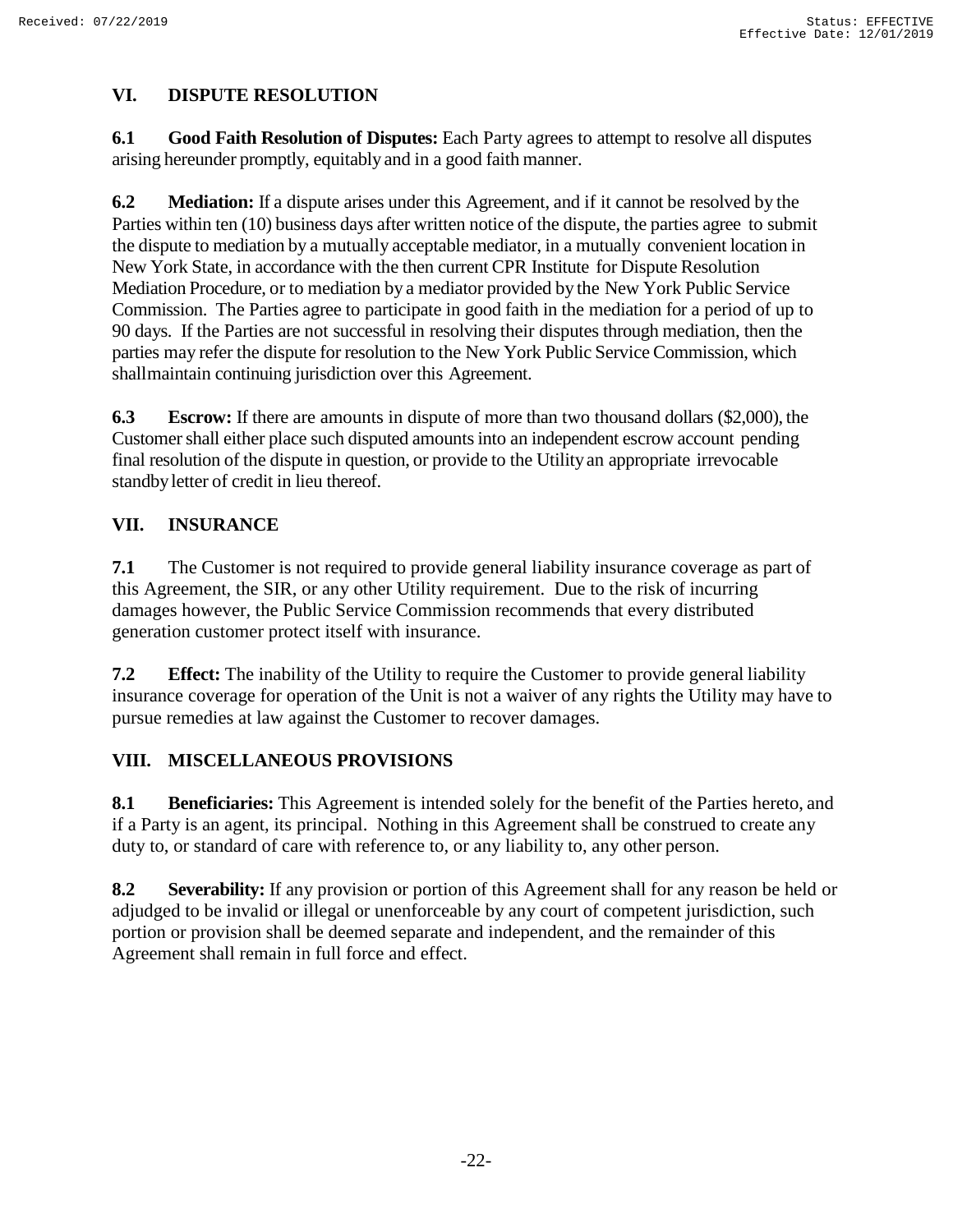## VI. DISPUTE RESOLUTION

**6.1 Good Faith Resolution of Disputes:** Each Party agrees to attempt to resolve all disputes arising hereunder promptly, equitably and in a good faith manner.

**6.2 Mediation:** If a dispute arises under this Agreement, and if it cannot be resolved by the Parties within ten (10) business days after written notice of the dispute, the parties agree to submit the dispute to mediation by a mutually acceptable mediator, in a mutually convenient location in New York State, in accordance with the then current CPR Institute for Dispute Resolution Mediation Procedure, or to mediation by a mediator provided by the New York Public Service Commission. The Parties agree to participate in good faith in the mediation for a period of up to 90 days. If the Parties are not successful in resolving their disputes through mediation, then the parties may refer the dispute for resolution to the New York Public Service Commission, which shall maintain continuing jurisdiction over this Agreement.

**6.3 Escrow:** If there are amounts in dispute of more than two thousand dollars ($2,000), the Customer shall either place such disputed amounts into an independent escrow account pending final resolution of the dispute in question, or provide to the Utility an appropriate irrevocable standby letter of credit in lieu thereof.

## VII. INSURANCE

**7.1** The Customer is not required to provide general liability insurance coverage as part of this Agreement, the SIR, or any other Utility requirement. Due to the risk of incurring damages however, the Public Service Commission recommends that every distributed generation customer protect itself with insurance.

**7.2 Effect:** The inability of the Utility to require the Customer to provide general liability insurance coverage for operation of the Unit is not a waiver of any rights the Utility may have to pursue remedies at law against the Customer to recover damages.

## VIII. MISCELLANEOUS PROVISIONS

**8.1 Beneficiaries:** This Agreement is intended solely for the benefit of the Parties hereto, and if a Party is an agent, its principal. Nothing in this Agreement shall be construed to create any duty to, or standard of care with reference to, or any liability to, any other person.

**8.2 Severability:** If any provision or portion of this Agreement shall for any reason be held or adjudged to be invalid or illegal or unenforceable by any court of competent jurisdiction, such portion or provision shall be deemed separate and independent, and the remainder of this Agreement shall remain in full force and effect.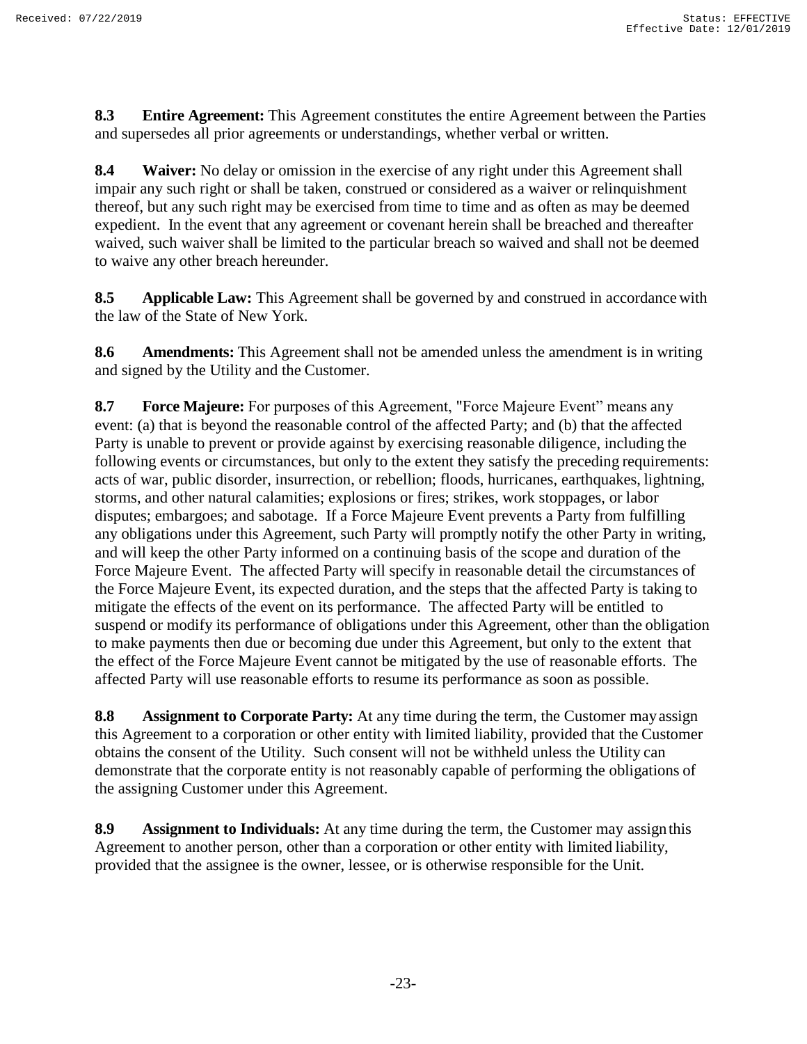**8.3 Entire Agreement:** This Agreement constitutes the entire Agreement between the Parties and supersedes all prior agreements or understandings, whether verbal or written.

**8.4 Waiver:** No delay or omission in the exercise of any right under this Agreement shall impair any such right or shall be taken, construed or considered as a waiver or relinquishment thereof, but any such right may be exercised from time to time and as often as may be deemed expedient. In the event that any agreement or covenant herein shall be breached and thereafter waived, such waiver shall be limited to the particular breach so waived and shall not be deemed to waive any other breach hereunder.

**8.5 Applicable Law:** This Agreement shall be governed by and construed in accordance with the law of the State of New York.

**8.6 Amendments:** This Agreement shall not be amended unless the amendment is in writing and signed by the Utility and the Customer.

**8.7 Force Majeure:** For purposes of this Agreement, "Force Majeure Event" means any event: (a) that is beyond the reasonable control of the affected Party; and (b) that the affected Party is unable to prevent or provide against by exercising reasonable diligence, including the following events or circumstances, but only to the extent they satisfy the preceding requirements: acts of war, public disorder, insurrection, or rebellion; floods, hurricanes, earthquakes, lightning, storms, and other natural calamities; explosions or fires; strikes, work stoppages, or labor disputes; embargoes; and sabotage. If a Force Majeure Event prevents a Party from fulfilling any obligations under this Agreement, such Party will promptly notify the other Party in writing, and will keep the other Party informed on a continuing basis of the scope and duration of the Force Majeure Event. The affected Party will specify in reasonable detail the circumstances of the Force Majeure Event, its expected duration, and the steps that the affected Party is taking to mitigate the effects of the event on its performance. The affected Party will be entitled to suspend or modify its performance of obligations under this Agreement, other than the obligation to make payments then due or becoming due under this Agreement, but only to the extent that the effect of the Force Majeure Event cannot be mitigated by the use of reasonable efforts. The affected Party will use reasonable efforts to resume its performance as soon as possible.

**8.8 Assignment to Corporate Party:** At any time during the term, the Customer may assign this Agreement to a corporation or other entity with limited liability, provided that the Customer obtains the consent of the Utility. Such consent will not be withheld unless the Utility can demonstrate that the corporate entity is not reasonably capable of performing the obligations of the assigning Customer under this Agreement.

**8.9 Assignment to Individuals:** At any time during the term, the Customer may assign this Agreement to another person, other than a corporation or other entity with limited liability, provided that the assignee is the owner, lessee, or is otherwise responsible for the Unit.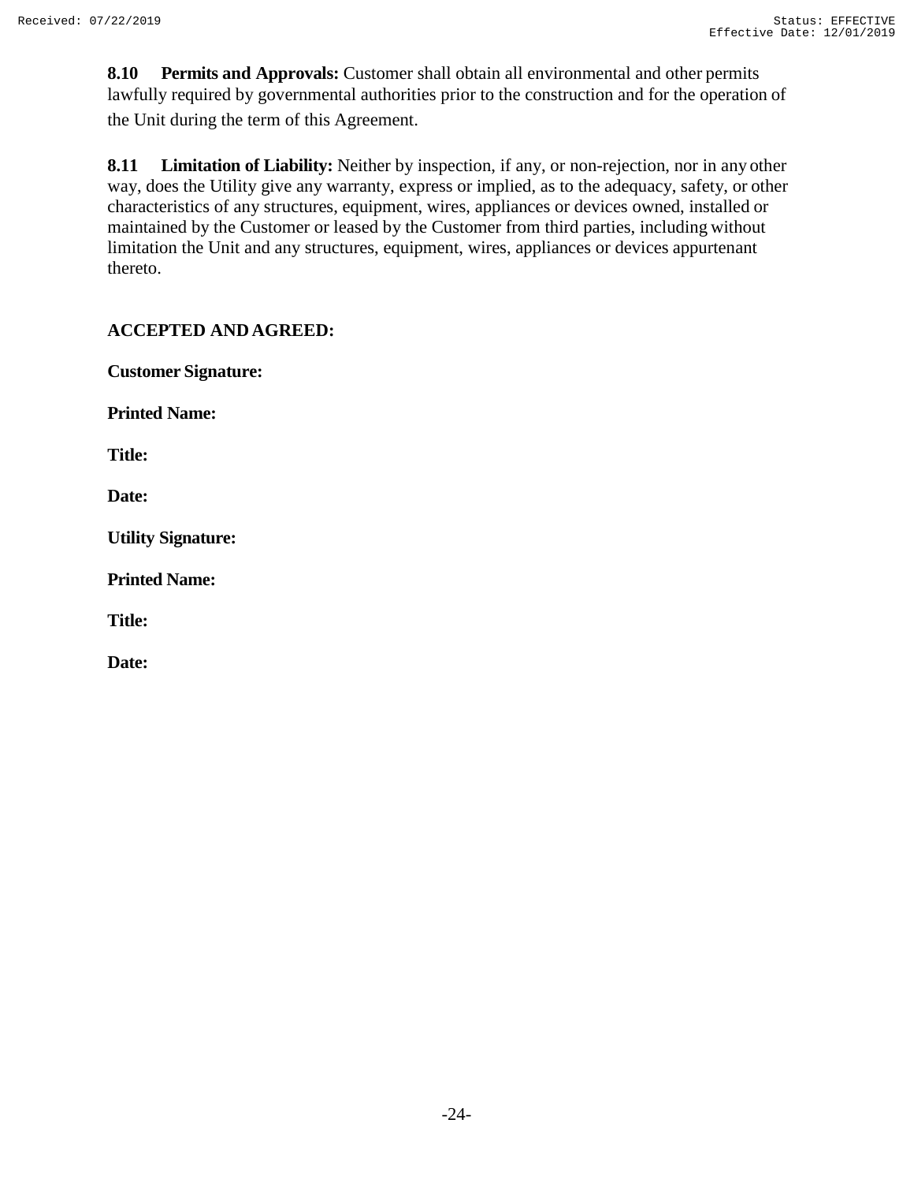**8.10 Permits and Approvals:** Customer shall obtain all environmental and other permits lawfully required by governmental authorities prior to the construction and for the operation of the Unit during the term of this Agreement.

**8.11 Limitation of Liability:** Neither by inspection, if any, or non-rejection, nor in any other way, does the Utility give any warranty, express or implied, as to the adequacy, safety, or other characteristics of any structures, equipment, wires, appliances or devices owned, installed or maintained by the Customer or leased by the Customer from third parties, including without limitation the Unit and any structures, equipment, wires, appliances or devices appurtenant thereto.

**ACCEPTED AND AGREED:**

**Customer Signature:**

**Printed Name:**

**Title:**

**Date:**

**Utility Signature:**

**Printed Name:**

**Title:**

**Date:**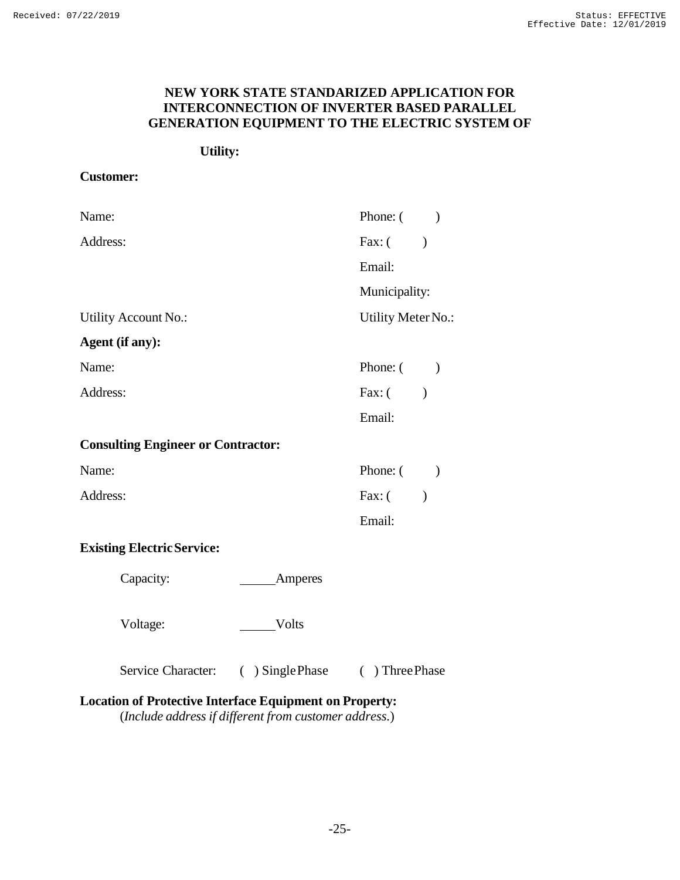# NEW YORK STATE STANDARIZED APPLICATION FOR INTERCONNECTION OF INVERTER BASED PARALLEL GENERATION EQUIPMENT TO THE ELECTRIC SYSTEM OF

**Utility:**

**Customer:**

Name: Phone: ( )

Address: Fax: ( )

Email:

Municipality:

Utility Account No.: Utility Meter No.:

**Agent (if any):**

Name: Phone: ( )

Address: Fax: ( )

Email:

**Consulting Engineer or Contractor:**

Name: Phone: ( )

Address: Fax: ( )

Email:

**Existing Electric Service:**

Capacity: _____Amperes

Voltage: _____Volts

Service Character: ( ) Single Phase ( ) Three Phase

**Location of Protective Interface Equipment on Property:**
(*Include address if different from customer address.*)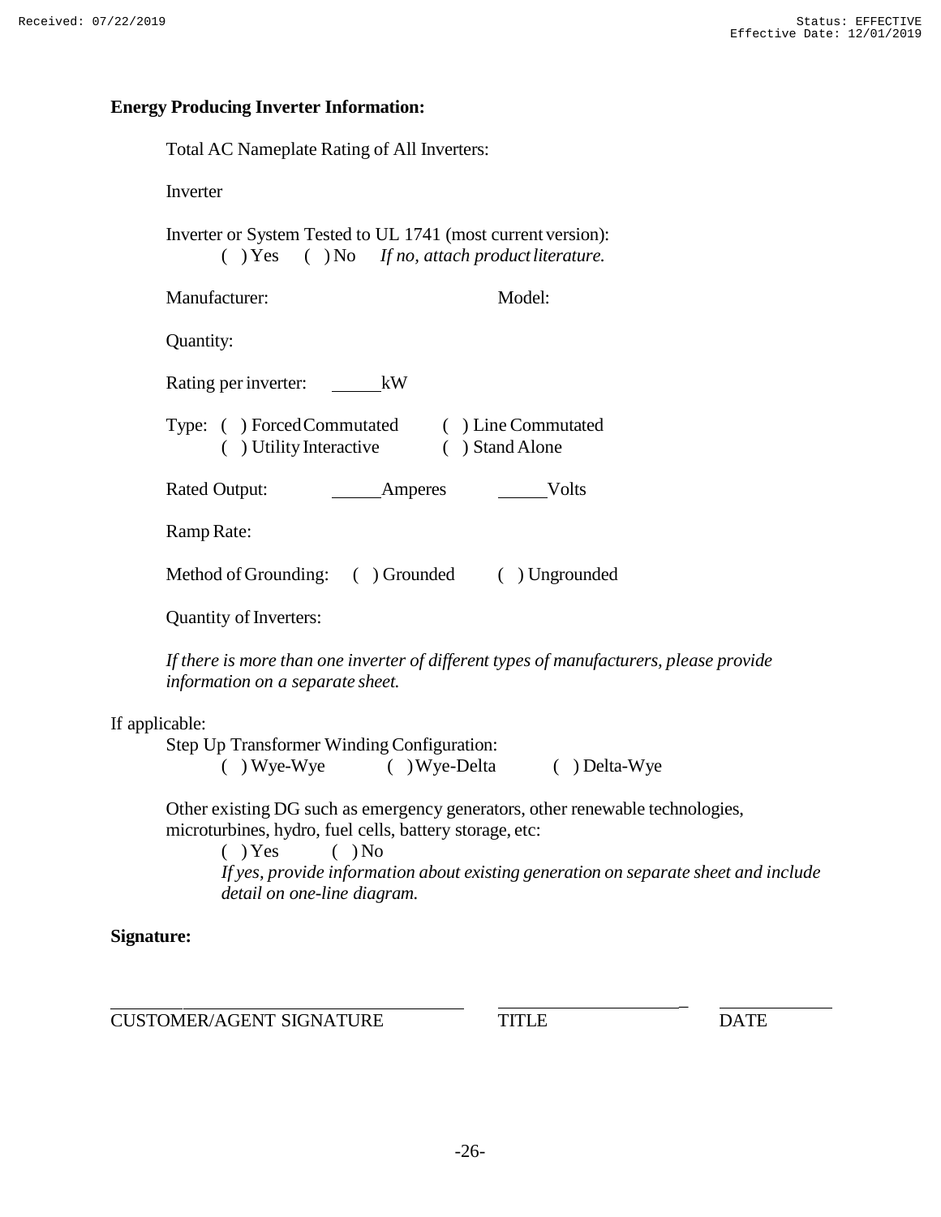**Energy Producing Inverter Information:**

Total AC Nameplate Rating of All Inverters:

Inverter

Inverter or System Tested to UL 1741 (most current version):
( ) Yes ( ) No *If no, attach product literature.*

Manufacturer: Model:

Quantity:

Rating per inverter: ______kW

Type: ( ) Forced Commutated ( ) Line Commutated
( ) Utility Interactive ( ) Stand Alone

Rated Output: ______Amperes ______Volts

Ramp Rate:

Method of Grounding: ( ) Grounded ( ) Ungrounded

Quantity of Inverters:

*If there is more than one inverter of different types of manufacturers, please provide information on a separate sheet.*

If applicable:

Step Up Transformer Winding Configuration:
( ) Wye-Wye ( ) Wye-Delta ( ) Delta-Wye

Other existing DG such as emergency generators, other renewable technologies, microturbines, hydro, fuel cells, battery storage, etc:
( ) Yes ( ) No
*If yes, provide information about existing generation on separate sheet and include detail on one-line diagram.*

**Signature:**

______________________________ ______________________ ______________
CUSTOMER/AGENT SIGNATURE TITLE DATE